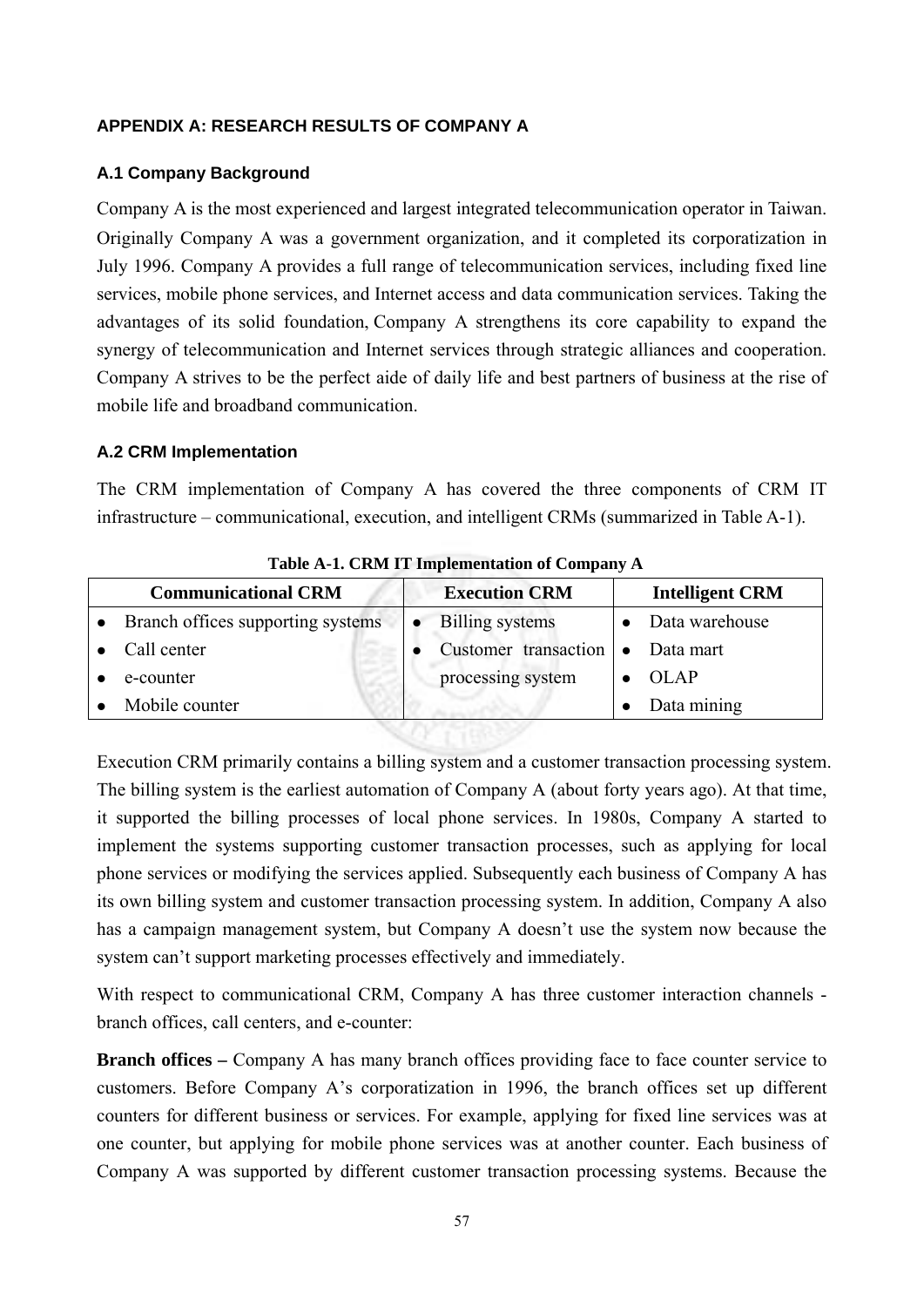## APPENDIX A: RESEARCH RESULTS OF COMPANY A

### A.1 Company Background

Company A is the most experienced and largest integrated telecommunication operator in Taiwan. Originally Company A was a government organization, and it completed its corporatization in July 1996. Company A provides a full range of telecommunication services, including fixed line services, mobile phone services, and Internet access and data communication services. Taking the advantages of its solid foundation, Company A strengthens its core capability to expand the synergy of telecommunication and Internet services through strategic alliances and cooperation. Company A strives to be the perfect aide of daily life and best partners of business at the rise of mobile life and broadband communication.

### A.2 CRM Implementation

The CRM implementation of Company A has covered the three components of CRM IT infrastructure – communicational, execution, and intelligent CRMs (summarized in Table A-1).

**Table A-1. CRM IT Implementation of Company A**

| Communicational CRM | Execution CRM | Intelligent CRM |
|---|---|---|
| • Branch offices supporting systems<br>• Call center<br>• e-counter<br>• Mobile counter | • Billing systems<br>• Customer transaction processing system | • Data warehouse<br>• Data mart<br>• OLAP<br>• Data mining |

Execution CRM primarily contains a billing system and a customer transaction processing system. The billing system is the earliest automation of Company A (about forty years ago). At that time, it supported the billing processes of local phone services. In 1980s, Company A started to implement the systems supporting customer transaction processes, such as applying for local phone services or modifying the services applied. Subsequently each business of Company A has its own billing system and customer transaction processing system. In addition, Company A also has a campaign management system, but Company A doesn't use the system now because the system can't support marketing processes effectively and immediately.

With respect to communicational CRM, Company A has three customer interaction channels - branch offices, call centers, and e-counter:

**Branch offices –** Company A has many branch offices providing face to face counter service to customers. Before Company A's corporatization in 1996, the branch offices set up different counters for different business or services. For example, applying for fixed line services was at one counter, but applying for mobile phone services was at another counter. Each business of Company A was supported by different customer transaction processing systems. Because the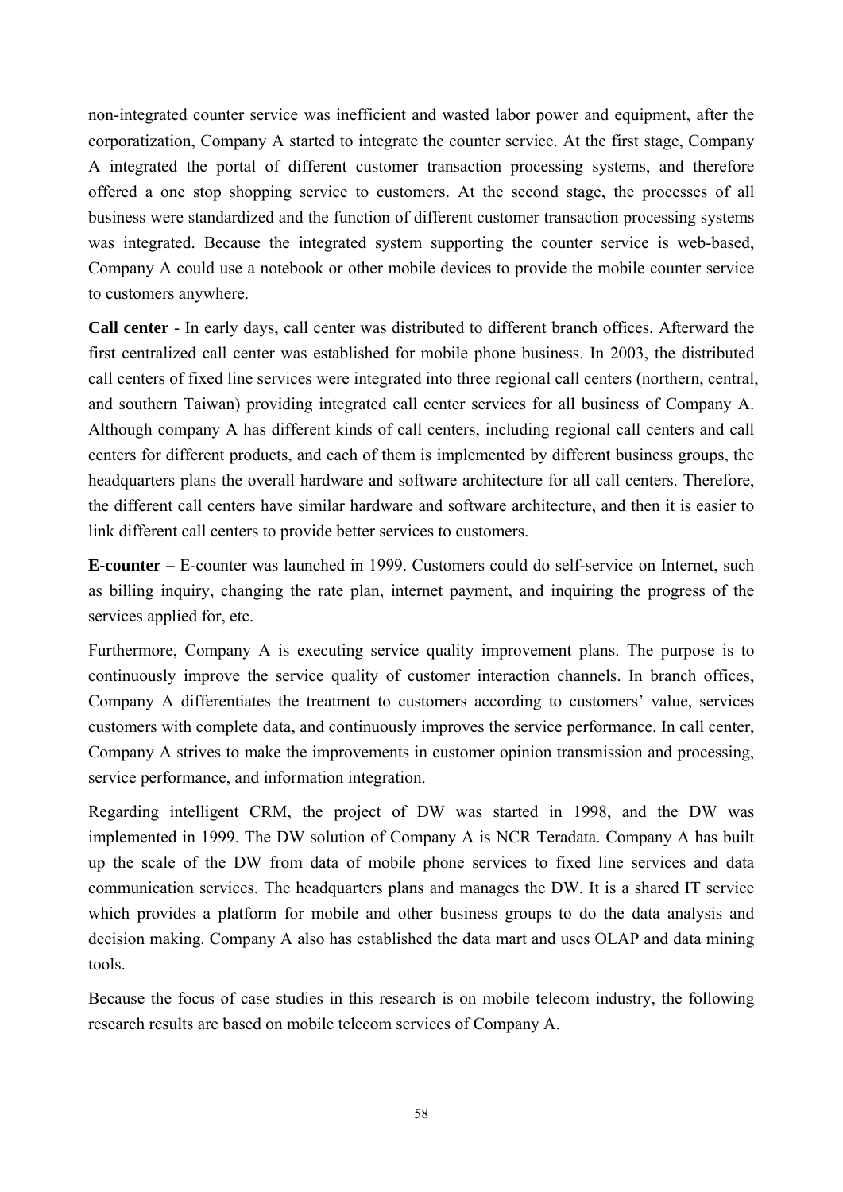non-integrated counter service was inefficient and wasted labor power and equipment, after the corporatization, Company A started to integrate the counter service. At the first stage, Company A integrated the portal of different customer transaction processing systems, and therefore offered a one stop shopping service to customers. At the second stage, the processes of all business were standardized and the function of different customer transaction processing systems was integrated. Because the integrated system supporting the counter service is web-based, Company A could use a notebook or other mobile devices to provide the mobile counter service to customers anywhere.

**Call center** - In early days, call center was distributed to different branch offices. Afterward the first centralized call center was established for mobile phone business. In 2003, the distributed call centers of fixed line services were integrated into three regional call centers (northern, central, and southern Taiwan) providing integrated call center services for all business of Company A. Although company A has different kinds of call centers, including regional call centers and call centers for different products, and each of them is implemented by different business groups, the headquarters plans the overall hardware and software architecture for all call centers. Therefore, the different call centers have similar hardware and software architecture, and then it is easier to link different call centers to provide better services to customers.

**E-counter –** E-counter was launched in 1999. Customers could do self-service on Internet, such as billing inquiry, changing the rate plan, internet payment, and inquiring the progress of the services applied for, etc.

Furthermore, Company A is executing service quality improvement plans. The purpose is to continuously improve the service quality of customer interaction channels. In branch offices, Company A differentiates the treatment to customers according to customers' value, services customers with complete data, and continuously improves the service performance. In call center, Company A strives to make the improvements in customer opinion transmission and processing, service performance, and information integration.

Regarding intelligent CRM, the project of DW was started in 1998, and the DW was implemented in 1999. The DW solution of Company A is NCR Teradata. Company A has built up the scale of the DW from data of mobile phone services to fixed line services and data communication services. The headquarters plans and manages the DW. It is a shared IT service which provides a platform for mobile and other business groups to do the data analysis and decision making. Company A also has established the data mart and uses OLAP and data mining tools.

Because the focus of case studies in this research is on mobile telecom industry, the following research results are based on mobile telecom services of Company A.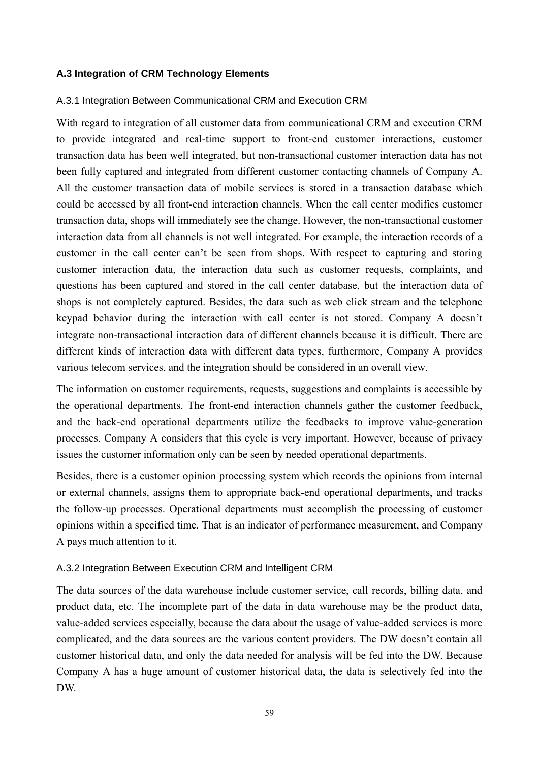### A.3 Integration of CRM Technology Elements

#### A.3.1 Integration Between Communicational CRM and Execution CRM

With regard to integration of all customer data from communicational CRM and execution CRM to provide integrated and real-time support to front-end customer interactions, customer transaction data has been well integrated, but non-transactional customer interaction data has not been fully captured and integrated from different customer contacting channels of Company A. All the customer transaction data of mobile services is stored in a transaction database which could be accessed by all front-end interaction channels. When the call center modifies customer transaction data, shops will immediately see the change. However, the non-transactional customer interaction data from all channels is not well integrated. For example, the interaction records of a customer in the call center can't be seen from shops. With respect to capturing and storing customer interaction data, the interaction data such as customer requests, complaints, and questions has been captured and stored in the call center database, but the interaction data of shops is not completely captured. Besides, the data such as web click stream and the telephone keypad behavior during the interaction with call center is not stored. Company A doesn't integrate non-transactional interaction data of different channels because it is difficult. There are different kinds of interaction data with different data types, furthermore, Company A provides various telecom services, and the integration should be considered in an overall view.

The information on customer requirements, requests, suggestions and complaints is accessible by the operational departments. The front-end interaction channels gather the customer feedback, and the back-end operational departments utilize the feedbacks to improve value-generation processes. Company A considers that this cycle is very important. However, because of privacy issues the customer information only can be seen by needed operational departments.

Besides, there is a customer opinion processing system which records the opinions from internal or external channels, assigns them to appropriate back-end operational departments, and tracks the follow-up processes. Operational departments must accomplish the processing of customer opinions within a specified time. That is an indicator of performance measurement, and Company A pays much attention to it.

#### A.3.2 Integration Between Execution CRM and Intelligent CRM

The data sources of the data warehouse include customer service, call records, billing data, and product data, etc. The incomplete part of the data in data warehouse may be the product data, value-added services especially, because the data about the usage of value-added services is more complicated, and the data sources are the various content providers. The DW doesn't contain all customer historical data, and only the data needed for analysis will be fed into the DW. Because Company A has a huge amount of customer historical data, the data is selectively fed into the DW.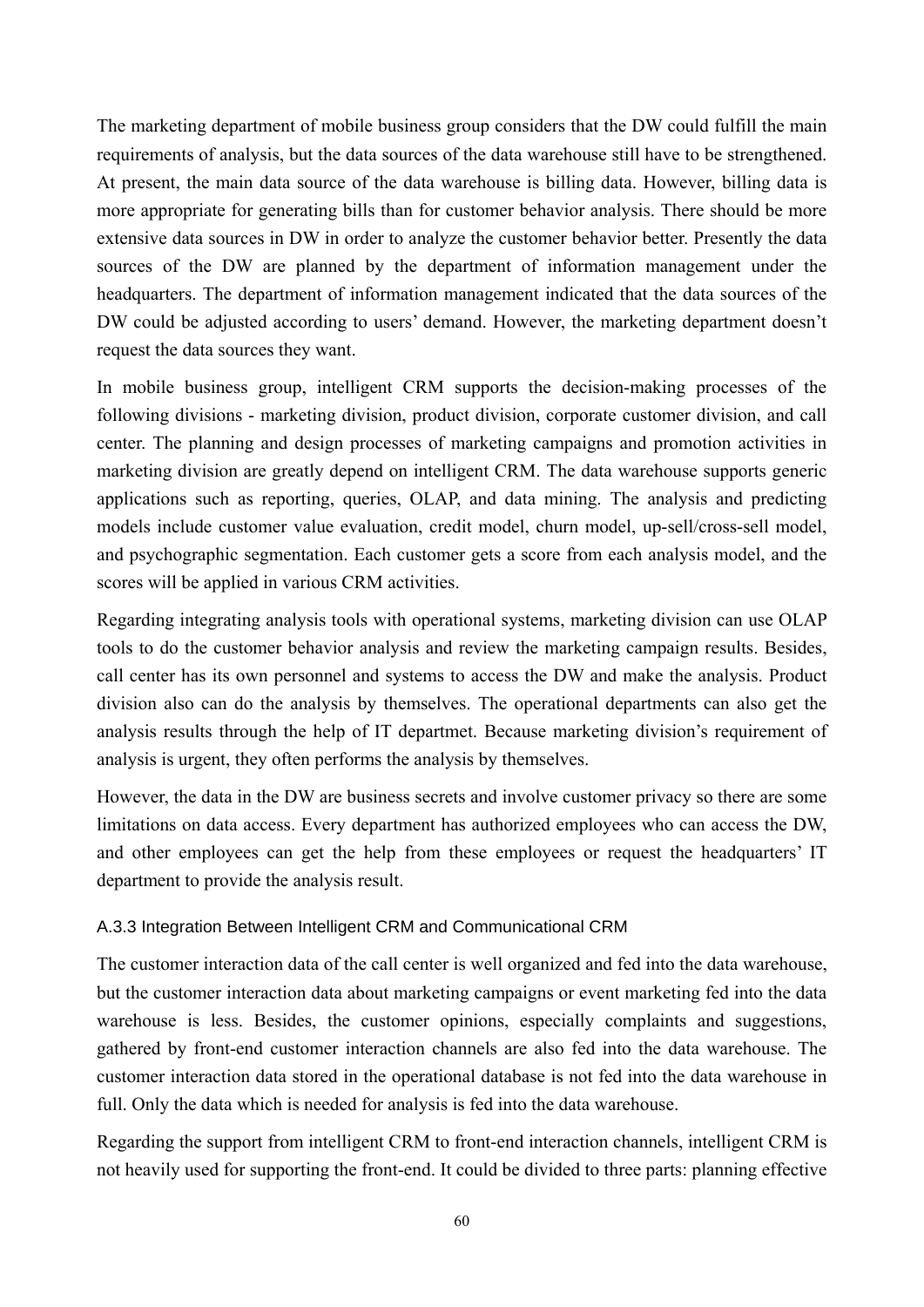The marketing department of mobile business group considers that the DW could fulfill the main requirements of analysis, but the data sources of the data warehouse still have to be strengthened. At present, the main data source of the data warehouse is billing data. However, billing data is more appropriate for generating bills than for customer behavior analysis. There should be more extensive data sources in DW in order to analyze the customer behavior better. Presently the data sources of the DW are planned by the department of information management under the headquarters. The department of information management indicated that the data sources of the DW could be adjusted according to users' demand. However, the marketing department doesn't request the data sources they want.

In mobile business group, intelligent CRM supports the decision-making processes of the following divisions - marketing division, product division, corporate customer division, and call center. The planning and design processes of marketing campaigns and promotion activities in marketing division are greatly depend on intelligent CRM. The data warehouse supports generic applications such as reporting, queries, OLAP, and data mining. The analysis and predicting models include customer value evaluation, credit model, churn model, up-sell/cross-sell model, and psychographic segmentation. Each customer gets a score from each analysis model, and the scores will be applied in various CRM activities.

Regarding integrating analysis tools with operational systems, marketing division can use OLAP tools to do the customer behavior analysis and review the marketing campaign results. Besides, call center has its own personnel and systems to access the DW and make the analysis. Product division also can do the analysis by themselves. The operational departments can also get the analysis results through the help of IT departmet. Because marketing division's requirement of analysis is urgent, they often performs the analysis by themselves.

However, the data in the DW are business secrets and involve customer privacy so there are some limitations on data access. Every department has authorized employees who can access the DW, and other employees can get the help from these employees or request the headquarters' IT department to provide the analysis result.

### A.3.3 Integration Between Intelligent CRM and Communicational CRM

The customer interaction data of the call center is well organized and fed into the data warehouse, but the customer interaction data about marketing campaigns or event marketing fed into the data warehouse is less. Besides, the customer opinions, especially complaints and suggestions, gathered by front-end customer interaction channels are also fed into the data warehouse. The customer interaction data stored in the operational database is not fed into the data warehouse in full. Only the data which is needed for analysis is fed into the data warehouse.

Regarding the support from intelligent CRM to front-end interaction channels, intelligent CRM is not heavily used for supporting the front-end. It could be divided to three parts: planning effective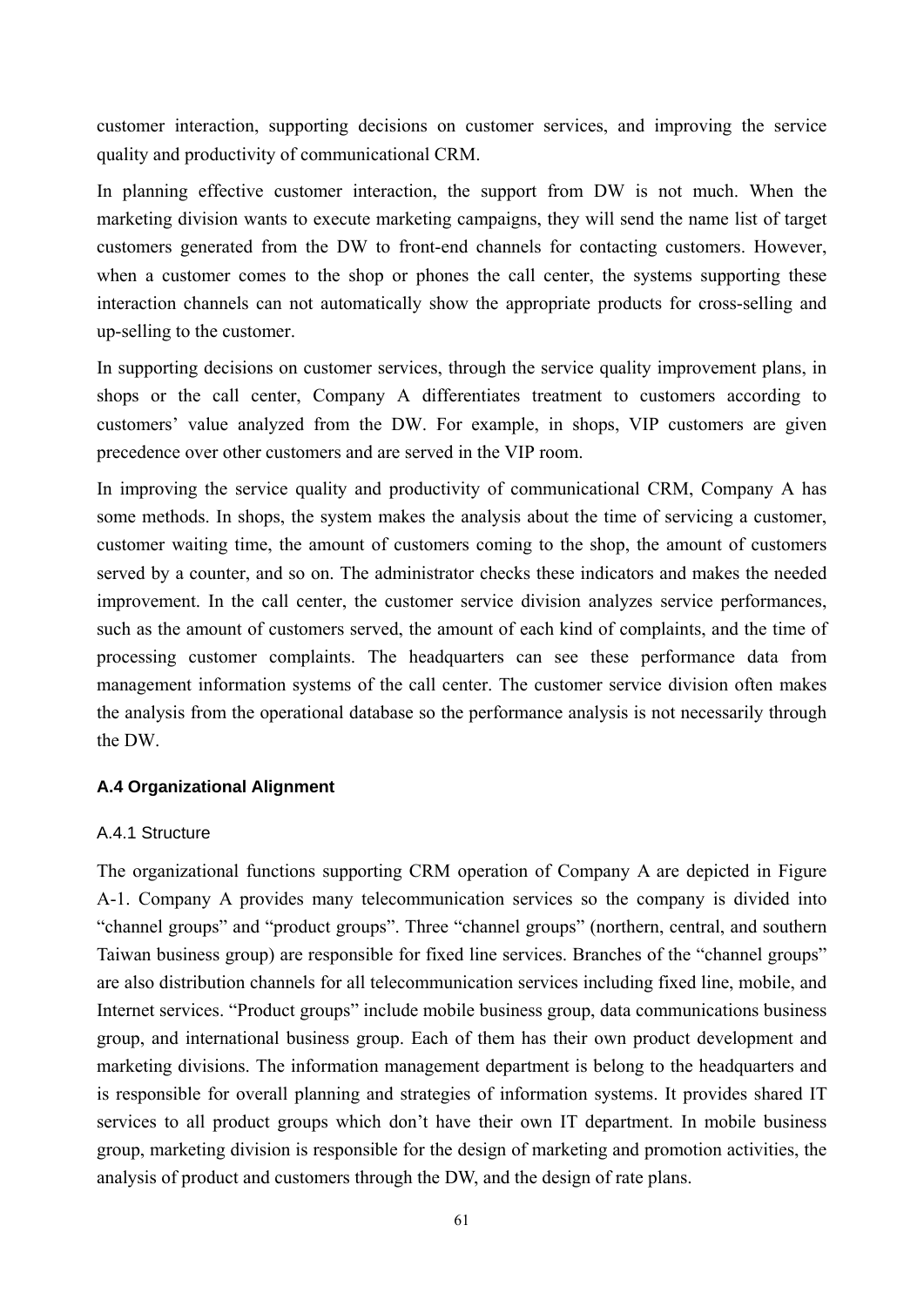customer interaction, supporting decisions on customer services, and improving the service quality and productivity of communicational CRM.

In planning effective customer interaction, the support from DW is not much. When the marketing division wants to execute marketing campaigns, they will send the name list of target customers generated from the DW to front-end channels for contacting customers. However, when a customer comes to the shop or phones the call center, the systems supporting these interaction channels can not automatically show the appropriate products for cross-selling and up-selling to the customer.

In supporting decisions on customer services, through the service quality improvement plans, in shops or the call center, Company A differentiates treatment to customers according to customers' value analyzed from the DW. For example, in shops, VIP customers are given precedence over other customers and are served in the VIP room.

In improving the service quality and productivity of communicational CRM, Company A has some methods. In shops, the system makes the analysis about the time of servicing a customer, customer waiting time, the amount of customers coming to the shop, the amount of customers served by a counter, and so on. The administrator checks these indicators and makes the needed improvement. In the call center, the customer service division analyzes service performances, such as the amount of customers served, the amount of each kind of complaints, and the time of processing customer complaints. The headquarters can see these performance data from management information systems of the call center. The customer service division often makes the analysis from the operational database so the performance analysis is not necessarily through the DW.

### A.4 Organizational Alignment

#### A.4.1 Structure

The organizational functions supporting CRM operation of Company A are depicted in Figure A-1. Company A provides many telecommunication services so the company is divided into "channel groups" and "product groups". Three "channel groups" (northern, central, and southern Taiwan business group) are responsible for fixed line services. Branches of the "channel groups" are also distribution channels for all telecommunication services including fixed line, mobile, and Internet services. "Product groups" include mobile business group, data communications business group, and international business group. Each of them has their own product development and marketing divisions. The information management department is belong to the headquarters and is responsible for overall planning and strategies of information systems. It provides shared IT services to all product groups which don't have their own IT department. In mobile business group, marketing division is responsible for the design of marketing and promotion activities, the analysis of product and customers through the DW, and the design of rate plans.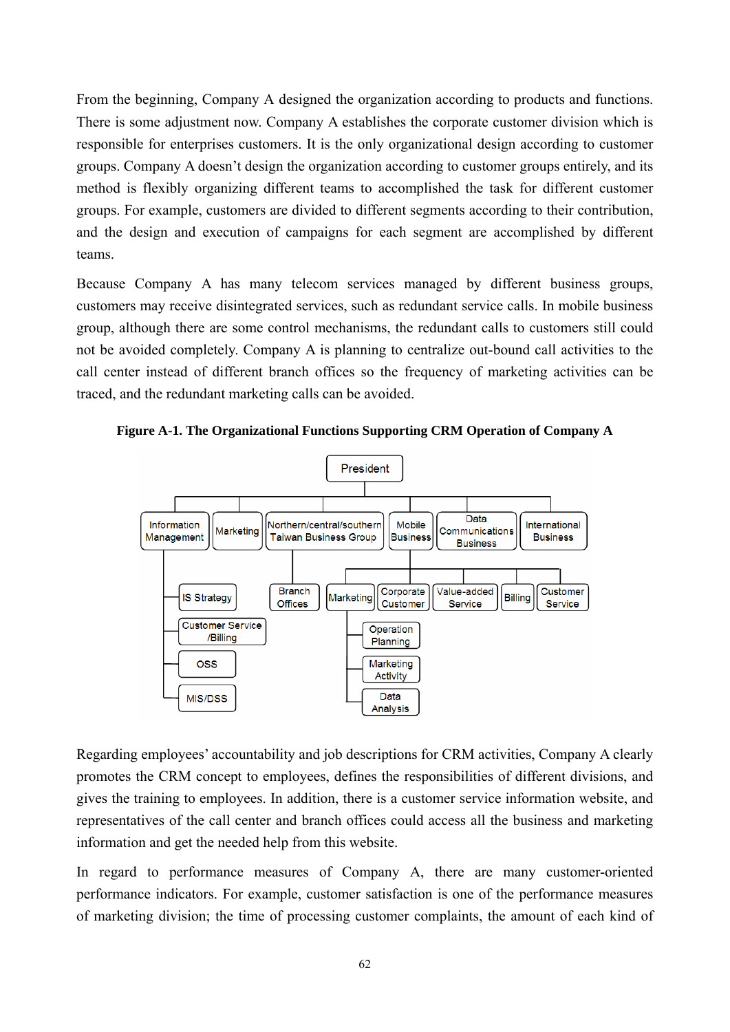From the beginning, Company A designed the organization according to products and functions. There is some adjustment now. Company A establishes the corporate customer division which is responsible for enterprises customers. It is the only organizational design according to customer groups. Company A doesn't design the organization according to customer groups entirely, and its method is flexibly organizing different teams to accomplished the task for different customer groups. For example, customers are divided to different segments according to their contribution, and the design and execution of campaigns for each segment are accomplished by different teams.

Because Company A has many telecom services managed by different business groups, customers may receive disintegrated services, such as redundant service calls. In mobile business group, although there are some control mechanisms, the redundant calls to customers still could not be avoided completely. Company A is planning to centralize out-bound call activities to the call center instead of different branch offices so the frequency of marketing activities can be traced, and the redundant marketing calls can be avoided.

**Figure A-1. The Organizational Functions Supporting CRM Operation of Company A**

- President
  - Information Management
    - IS Strategy
    - Customer Service /Billing
    - OSS
    - MIS/DSS
  - Marketing
  - Northern/central/southern Taiwan Business Group
    - Branch Offices
  - Mobile Business
    - Marketing
      - Operation Planning
      - Marketing Activity
      - Data Analysis
    - Corporate Customer
    - Value-added Service
    - Billing
    - Customer Service
  - Data Communications Business
  - International Business

Regarding employees' accountability and job descriptions for CRM activities, Company A clearly promotes the CRM concept to employees, defines the responsibilities of different divisions, and gives the training to employees. In addition, there is a customer service information website, and representatives of the call center and branch offices could access all the business and marketing information and get the needed help from this website.

In regard to performance measures of Company A, there are many customer-oriented performance indicators. For example, customer satisfaction is one of the performance measures of marketing division; the time of processing customer complaints, the amount of each kind of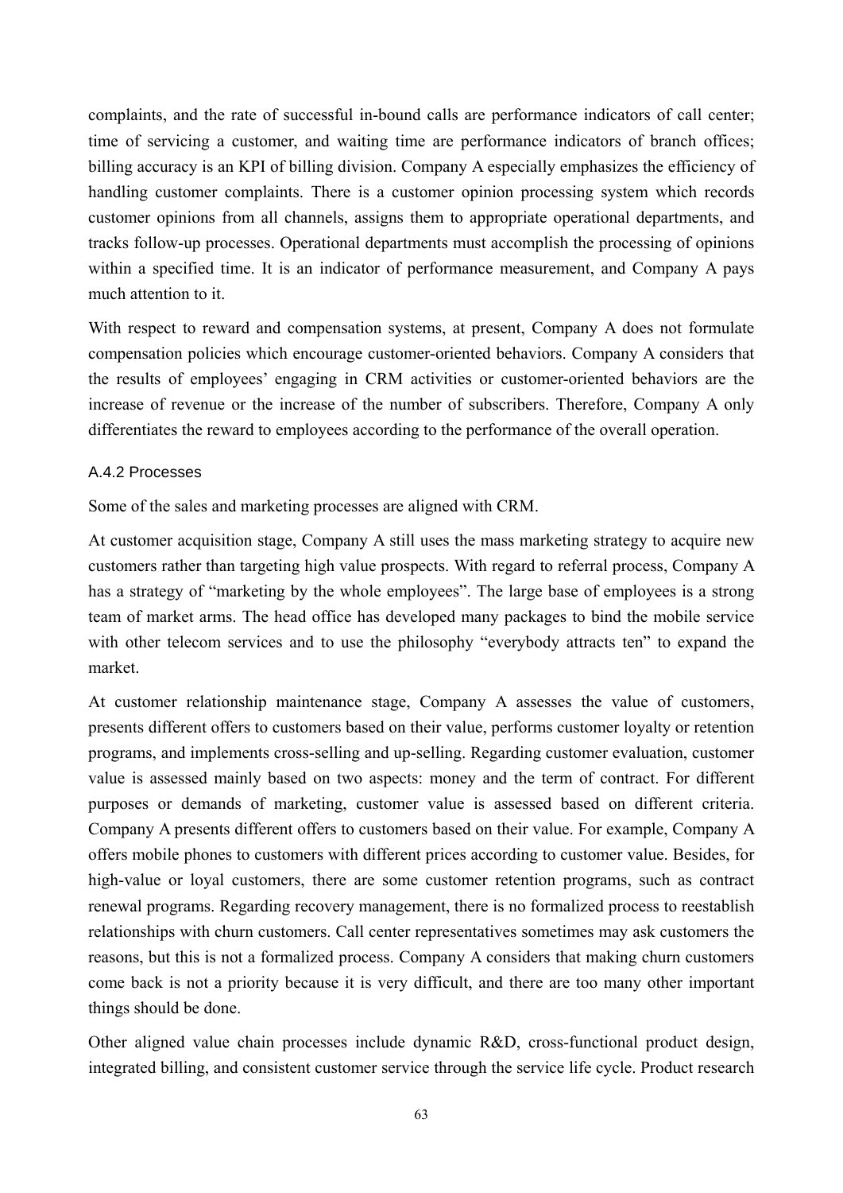complaints, and the rate of successful in-bound calls are performance indicators of call center; time of servicing a customer, and waiting time are performance indicators of branch offices; billing accuracy is an KPI of billing division. Company A especially emphasizes the efficiency of handling customer complaints. There is a customer opinion processing system which records customer opinions from all channels, assigns them to appropriate operational departments, and tracks follow-up processes. Operational departments must accomplish the processing of opinions within a specified time. It is an indicator of performance measurement, and Company A pays much attention to it.

With respect to reward and compensation systems, at present, Company A does not formulate compensation policies which encourage customer-oriented behaviors. Company A considers that the results of employees' engaging in CRM activities or customer-oriented behaviors are the increase of revenue or the increase of the number of subscribers. Therefore, Company A only differentiates the reward to employees according to the performance of the overall operation.

### A.4.2 Processes

Some of the sales and marketing processes are aligned with CRM.

At customer acquisition stage, Company A still uses the mass marketing strategy to acquire new customers rather than targeting high value prospects. With regard to referral process, Company A has a strategy of "marketing by the whole employees". The large base of employees is a strong team of market arms. The head office has developed many packages to bind the mobile service with other telecom services and to use the philosophy "everybody attracts ten" to expand the market.

At customer relationship maintenance stage, Company A assesses the value of customers, presents different offers to customers based on their value, performs customer loyalty or retention programs, and implements cross-selling and up-selling. Regarding customer evaluation, customer value is assessed mainly based on two aspects: money and the term of contract. For different purposes or demands of marketing, customer value is assessed based on different criteria. Company A presents different offers to customers based on their value. For example, Company A offers mobile phones to customers with different prices according to customer value. Besides, for high-value or loyal customers, there are some customer retention programs, such as contract renewal programs. Regarding recovery management, there is no formalized process to reestablish relationships with churn customers. Call center representatives sometimes may ask customers the reasons, but this is not a formalized process. Company A considers that making churn customers come back is not a priority because it is very difficult, and there are too many other important things should be done.

Other aligned value chain processes include dynamic R&D, cross-functional product design, integrated billing, and consistent customer service through the service life cycle. Product research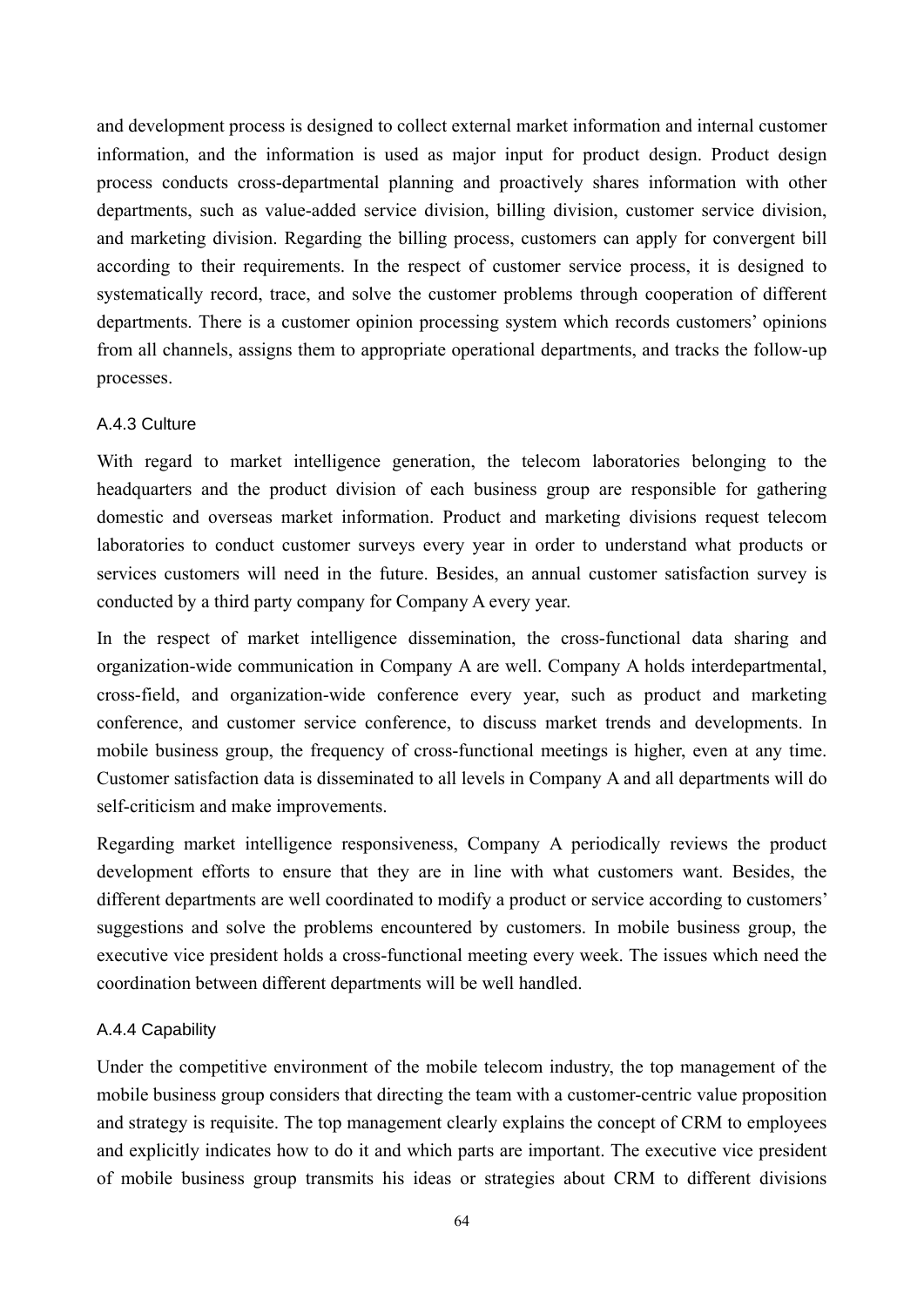and development process is designed to collect external market information and internal customer information, and the information is used as major input for product design. Product design process conducts cross-departmental planning and proactively shares information with other departments, such as value-added service division, billing division, customer service division, and marketing division. Regarding the billing process, customers can apply for convergent bill according to their requirements. In the respect of customer service process, it is designed to systematically record, trace, and solve the customer problems through cooperation of different departments. There is a customer opinion processing system which records customers' opinions from all channels, assigns them to appropriate operational departments, and tracks the follow-up processes.

### A.4.3 Culture

With regard to market intelligence generation, the telecom laboratories belonging to the headquarters and the product division of each business group are responsible for gathering domestic and overseas market information. Product and marketing divisions request telecom laboratories to conduct customer surveys every year in order to understand what products or services customers will need in the future. Besides, an annual customer satisfaction survey is conducted by a third party company for Company A every year.

In the respect of market intelligence dissemination, the cross-functional data sharing and organization-wide communication in Company A are well. Company A holds interdepartmental, cross-field, and organization-wide conference every year, such as product and marketing conference, and customer service conference, to discuss market trends and developments. In mobile business group, the frequency of cross-functional meetings is higher, even at any time. Customer satisfaction data is disseminated to all levels in Company A and all departments will do self-criticism and make improvements.

Regarding market intelligence responsiveness, Company A periodically reviews the product development efforts to ensure that they are in line with what customers want. Besides, the different departments are well coordinated to modify a product or service according to customers' suggestions and solve the problems encountered by customers. In mobile business group, the executive vice president holds a cross-functional meeting every week. The issues which need the coordination between different departments will be well handled.

### A.4.4 Capability

Under the competitive environment of the mobile telecom industry, the top management of the mobile business group considers that directing the team with a customer-centric value proposition and strategy is requisite. The top management clearly explains the concept of CRM to employees and explicitly indicates how to do it and which parts are important. The executive vice president of mobile business group transmits his ideas or strategies about CRM to different divisions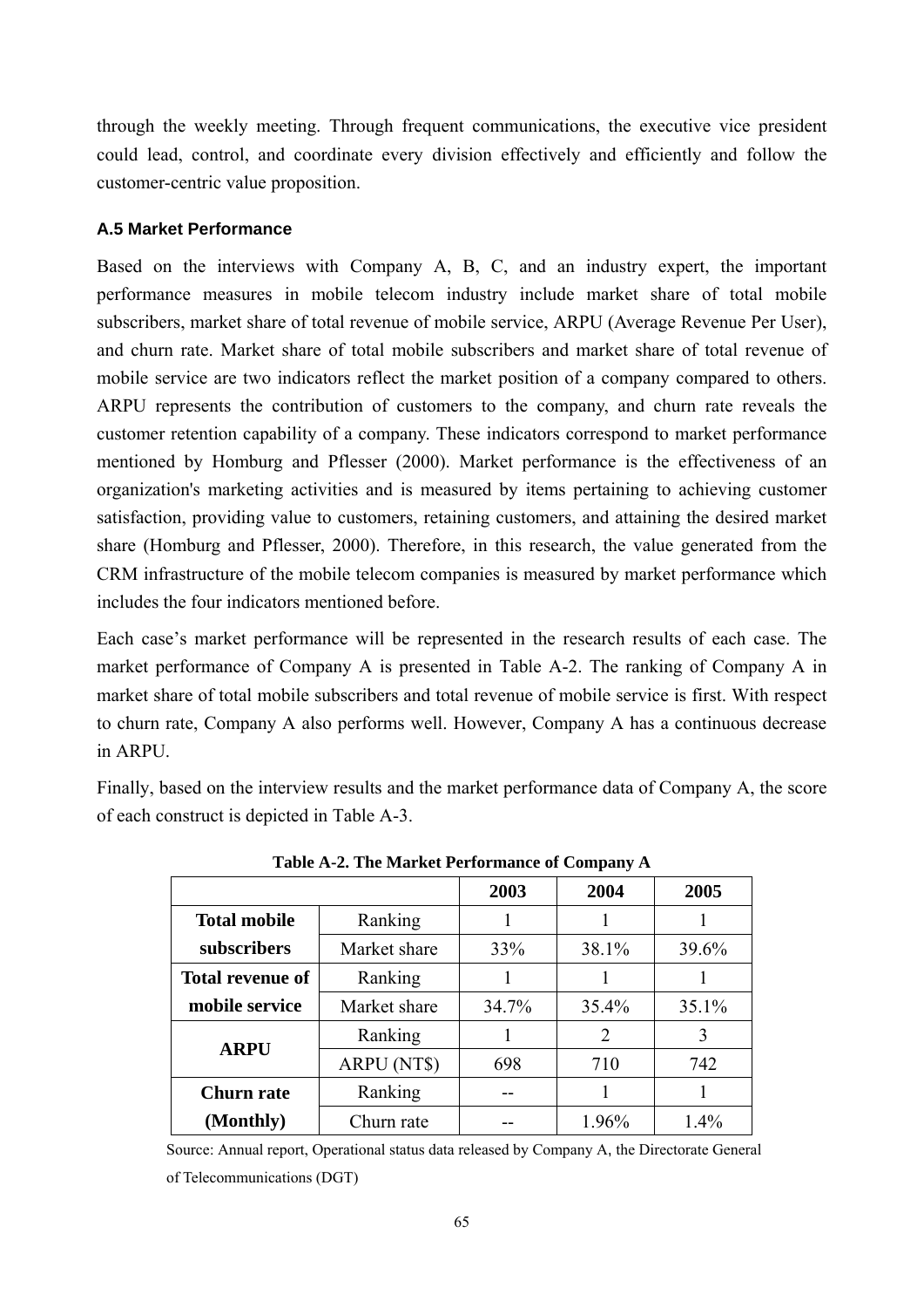through the weekly meeting. Through frequent communications, the executive vice president could lead, control, and coordinate every division effectively and efficiently and follow the customer-centric value proposition.

### A.5 Market Performance

Based on the interviews with Company A, B, C, and an industry expert, the important performance measures in mobile telecom industry include market share of total mobile subscribers, market share of total revenue of mobile service, ARPU (Average Revenue Per User), and churn rate. Market share of total mobile subscribers and market share of total revenue of mobile service are two indicators reflect the market position of a company compared to others. ARPU represents the contribution of customers to the company, and churn rate reveals the customer retention capability of a company. These indicators correspond to market performance mentioned by Homburg and Pflesser (2000). Market performance is the effectiveness of an organization's marketing activities and is measured by items pertaining to achieving customer satisfaction, providing value to customers, retaining customers, and attaining the desired market share (Homburg and Pflesser, 2000). Therefore, in this research, the value generated from the CRM infrastructure of the mobile telecom companies is measured by market performance which includes the four indicators mentioned before.

Each case's market performance will be represented in the research results of each case. The market performance of Company A is presented in Table A-2. The ranking of Company A in market share of total mobile subscribers and total revenue of mobile service is first. With respect to churn rate, Company A also performs well. However, Company A has a continuous decrease in ARPU.

Finally, based on the interview results and the market performance data of Company A, the score of each construct is depicted in Table A-3.

**Table A-2. The Market Performance of Company A**

| | | 2003 | 2004 | 2005 |
|---|---|---|---|---|
| **Total mobile subscribers** | Ranking | 1 | 1 | 1 |
| | Market share | 33% | 38.1% | 39.6% |
| **Total revenue of mobile service** | Ranking | 1 | 1 | 1 |
| | Market share | 34.7% | 35.4% | 35.1% |
| **ARPU** | Ranking | 1 | 2 | 3 |
| | ARPU (NT$) | 698 | 710 | 742 |
| **Churn rate (Monthly)** | Ranking | -- | 1 | 1 |
| | Churn rate | -- | 1.96% | 1.4% |

Source: Annual report, Operational status data released by Company A, the Directorate General of Telecommunications (DGT)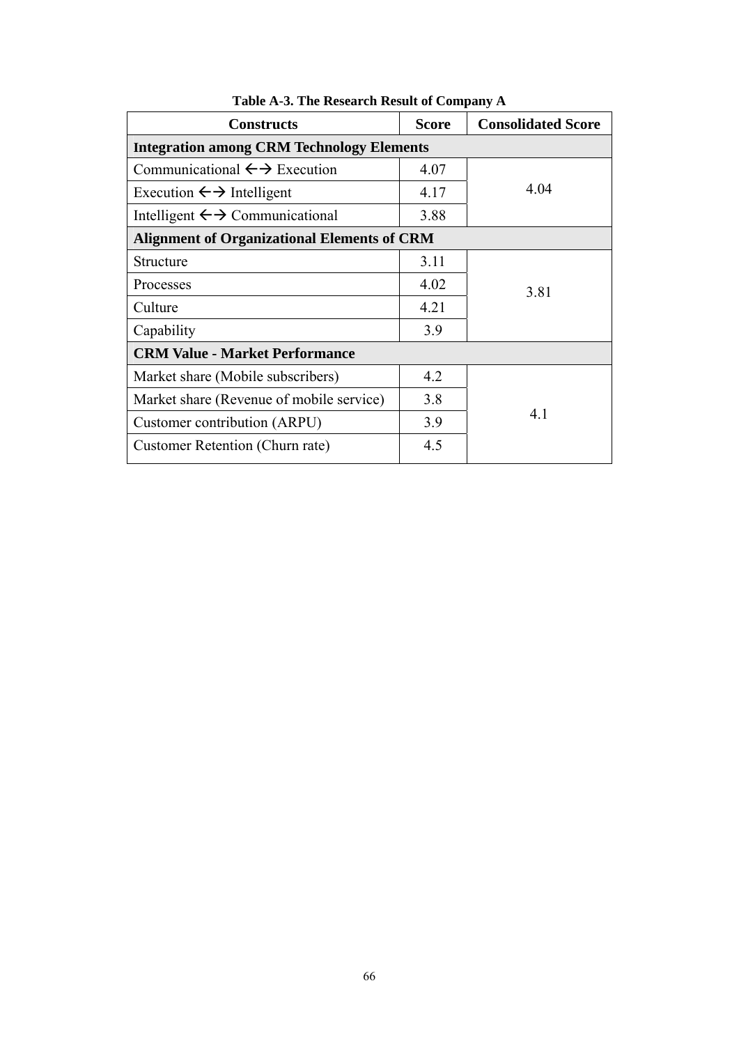**Table A-3. The Research Result of Company A**

| Constructs | Score | Consolidated Score |
|---|---|---|
| **Integration among CRM Technology Elements** | | |
| Communicational ←→ Execution | 4.07 | 4.04 |
| Execution ←→ Intelligent | 4.17 | |
| Intelligent ←→ Communicational | 3.88 | |
| **Alignment of Organizational Elements of CRM** | | |
| Structure | 3.11 | 3.81 |
| Processes | 4.02 | |
| Culture | 4.21 | |
| Capability | 3.9 | |
| **CRM Value - Market Performance** | | |
| Market share (Mobile subscribers) | 4.2 | 4.1 |
| Market share (Revenue of mobile service) | 3.8 | |
| Customer contribution (ARPU) | 3.9 | |
| Customer Retention (Churn rate) | 4.5 | |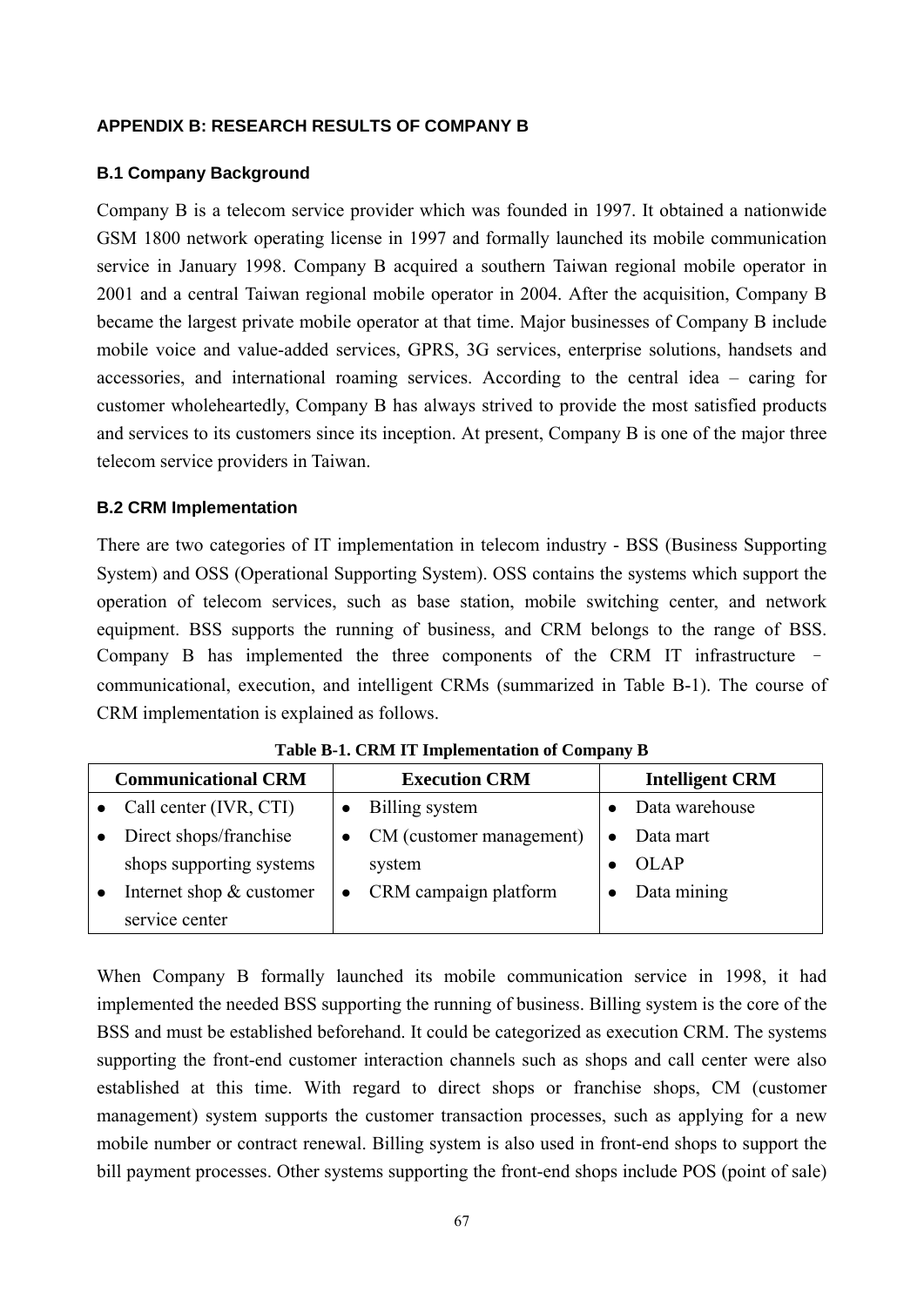## APPENDIX B: RESEARCH RESULTS OF COMPANY B

### B.1 Company Background

Company B is a telecom service provider which was founded in 1997. It obtained a nationwide GSM 1800 network operating license in 1997 and formally launched its mobile communication service in January 1998. Company B acquired a southern Taiwan regional mobile operator in 2001 and a central Taiwan regional mobile operator in 2004. After the acquisition, Company B became the largest private mobile operator at that time. Major businesses of Company B include mobile voice and value-added services, GPRS, 3G services, enterprise solutions, handsets and accessories, and international roaming services. According to the central idea – caring for customer wholeheartedly, Company B has always strived to provide the most satisfied products and services to its customers since its inception. At present, Company B is one of the major three telecom service providers in Taiwan.

### B.2 CRM Implementation

There are two categories of IT implementation in telecom industry - BSS (Business Supporting System) and OSS (Operational Supporting System). OSS contains the systems which support the operation of telecom services, such as base station, mobile switching center, and network equipment. BSS supports the running of business, and CRM belongs to the range of BSS. Company B has implemented the three components of the CRM IT infrastructure – communicational, execution, and intelligent CRMs (summarized in Table B-1). The course of CRM implementation is explained as follows.

**Table B-1. CRM IT Implementation of Company B**

| Communicational CRM | Execution CRM | Intelligent CRM |
|---|---|---|
| • Call center (IVR, CTI)<br>• Direct shops/franchise shops supporting systems<br>• Internet shop & customer service center | • Billing system<br>• CM (customer management) system<br>• CRM campaign platform | • Data warehouse<br>• Data mart<br>• OLAP<br>• Data mining |

When Company B formally launched its mobile communication service in 1998, it had implemented the needed BSS supporting the running of business. Billing system is the core of the BSS and must be established beforehand. It could be categorized as execution CRM. The systems supporting the front-end customer interaction channels such as shops and call center were also established at this time. With regard to direct shops or franchise shops, CM (customer management) system supports the customer transaction processes, such as applying for a new mobile number or contract renewal. Billing system is also used in front-end shops to support the bill payment processes. Other systems supporting the front-end shops include POS (point of sale)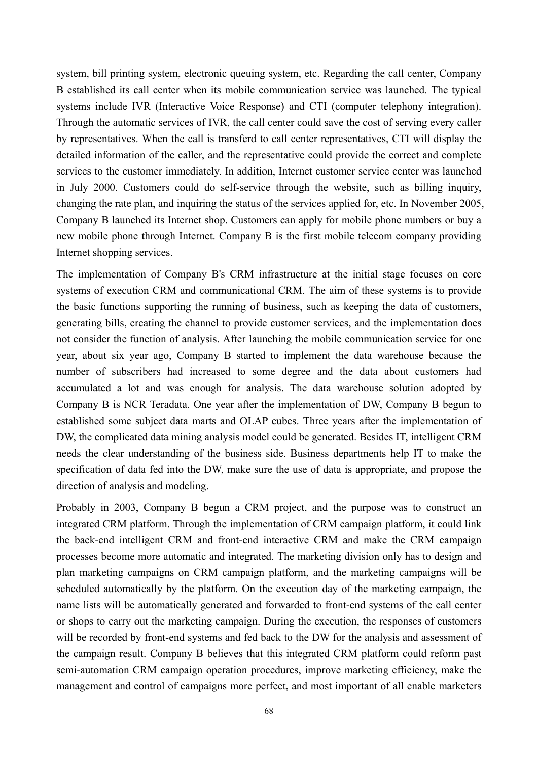system, bill printing system, electronic queuing system, etc. Regarding the call center, Company B established its call center when its mobile communication service was launched. The typical systems include IVR (Interactive Voice Response) and CTI (computer telephony integration). Through the automatic services of IVR, the call center could save the cost of serving every caller by representatives. When the call is transferd to call center representatives, CTI will display the detailed information of the caller, and the representative could provide the correct and complete services to the customer immediately. In addition, Internet customer service center was launched in July 2000. Customers could do self-service through the website, such as billing inquiry, changing the rate plan, and inquiring the status of the services applied for, etc. In November 2005, Company B launched its Internet shop. Customers can apply for mobile phone numbers or buy a new mobile phone through Internet. Company B is the first mobile telecom company providing Internet shopping services.

The implementation of Company B's CRM infrastructure at the initial stage focuses on core systems of execution CRM and communicational CRM. The aim of these systems is to provide the basic functions supporting the running of business, such as keeping the data of customers, generating bills, creating the channel to provide customer services, and the implementation does not consider the function of analysis. After launching the mobile communication service for one year, about six year ago, Company B started to implement the data warehouse because the number of subscribers had increased to some degree and the data about customers had accumulated a lot and was enough for analysis. The data warehouse solution adopted by Company B is NCR Teradata. One year after the implementation of DW, Company B begun to established some subject data marts and OLAP cubes. Three years after the implementation of DW, the complicated data mining analysis model could be generated. Besides IT, intelligent CRM needs the clear understanding of the business side. Business departments help IT to make the specification of data fed into the DW, make sure the use of data is appropriate, and propose the direction of analysis and modeling.

Probably in 2003, Company B begun a CRM project, and the purpose was to construct an integrated CRM platform. Through the implementation of CRM campaign platform, it could link the back-end intelligent CRM and front-end interactive CRM and make the CRM campaign processes become more automatic and integrated. The marketing division only has to design and plan marketing campaigns on CRM campaign platform, and the marketing campaigns will be scheduled automatically by the platform. On the execution day of the marketing campaign, the name lists will be automatically generated and forwarded to front-end systems of the call center or shops to carry out the marketing campaign. During the execution, the responses of customers will be recorded by front-end systems and fed back to the DW for the analysis and assessment of the campaign result. Company B believes that this integrated CRM platform could reform past semi-automation CRM campaign operation procedures, improve marketing efficiency, make the management and control of campaigns more perfect, and most important of all enable marketers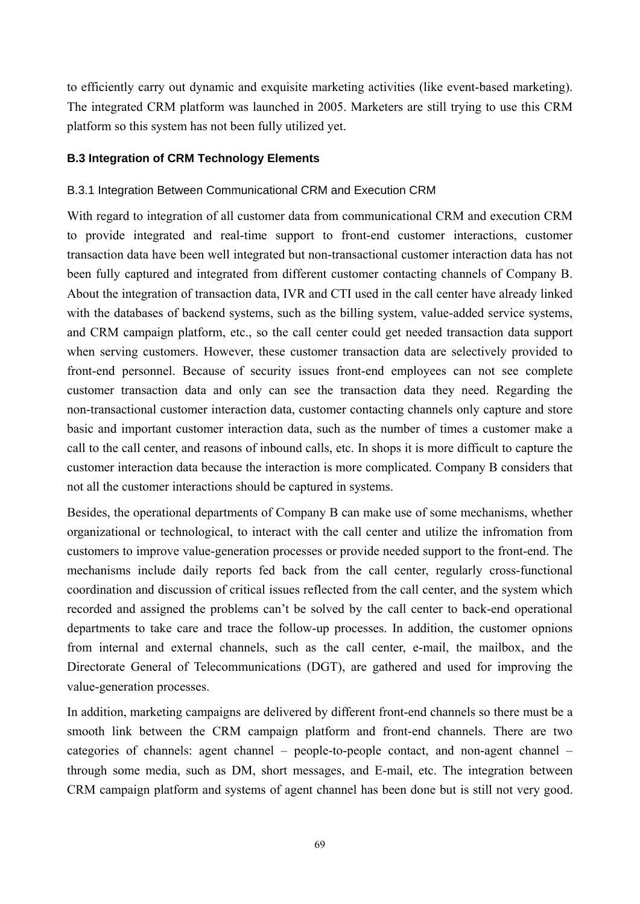to efficiently carry out dynamic and exquisite marketing activities (like event-based marketing). The integrated CRM platform was launched in 2005. Marketers are still trying to use this CRM platform so this system has not been fully utilized yet.

### B.3 Integration of CRM Technology Elements

#### B.3.1 Integration Between Communicational CRM and Execution CRM

With regard to integration of all customer data from communicational CRM and execution CRM to provide integrated and real-time support to front-end customer interactions, customer transaction data have been well integrated but non-transactional customer interaction data has not been fully captured and integrated from different customer contacting channels of Company B. About the integration of transaction data, IVR and CTI used in the call center have already linked with the databases of backend systems, such as the billing system, value-added service systems, and CRM campaign platform, etc., so the call center could get needed transaction data support when serving customers. However, these customer transaction data are selectively provided to front-end personnel. Because of security issues front-end employees can not see complete customer transaction data and only can see the transaction data they need. Regarding the non-transactional customer interaction data, customer contacting channels only capture and store basic and important customer interaction data, such as the number of times a customer make a call to the call center, and reasons of inbound calls, etc. In shops it is more difficult to capture the customer interaction data because the interaction is more complicated. Company B considers that not all the customer interactions should be captured in systems.

Besides, the operational departments of Company B can make use of some mechanisms, whether organizational or technological, to interact with the call center and utilize the infromation from customers to improve value-generation processes or provide needed support to the front-end. The mechanisms include daily reports fed back from the call center, regularly cross-functional coordination and discussion of critical issues reflected from the call center, and the system which recorded and assigned the problems can't be solved by the call center to back-end operational departments to take care and trace the follow-up processes. In addition, the customer opnions from internal and external channels, such as the call center, e-mail, the mailbox, and the Directorate General of Telecommunications (DGT), are gathered and used for improving the value-generation processes.

In addition, marketing campaigns are delivered by different front-end channels so there must be a smooth link between the CRM campaign platform and front-end channels. There are two categories of channels: agent channel – people-to-people contact, and non-agent channel – through some media, such as DM, short messages, and E-mail, etc. The integration between CRM campaign platform and systems of agent channel has been done but is still not very good.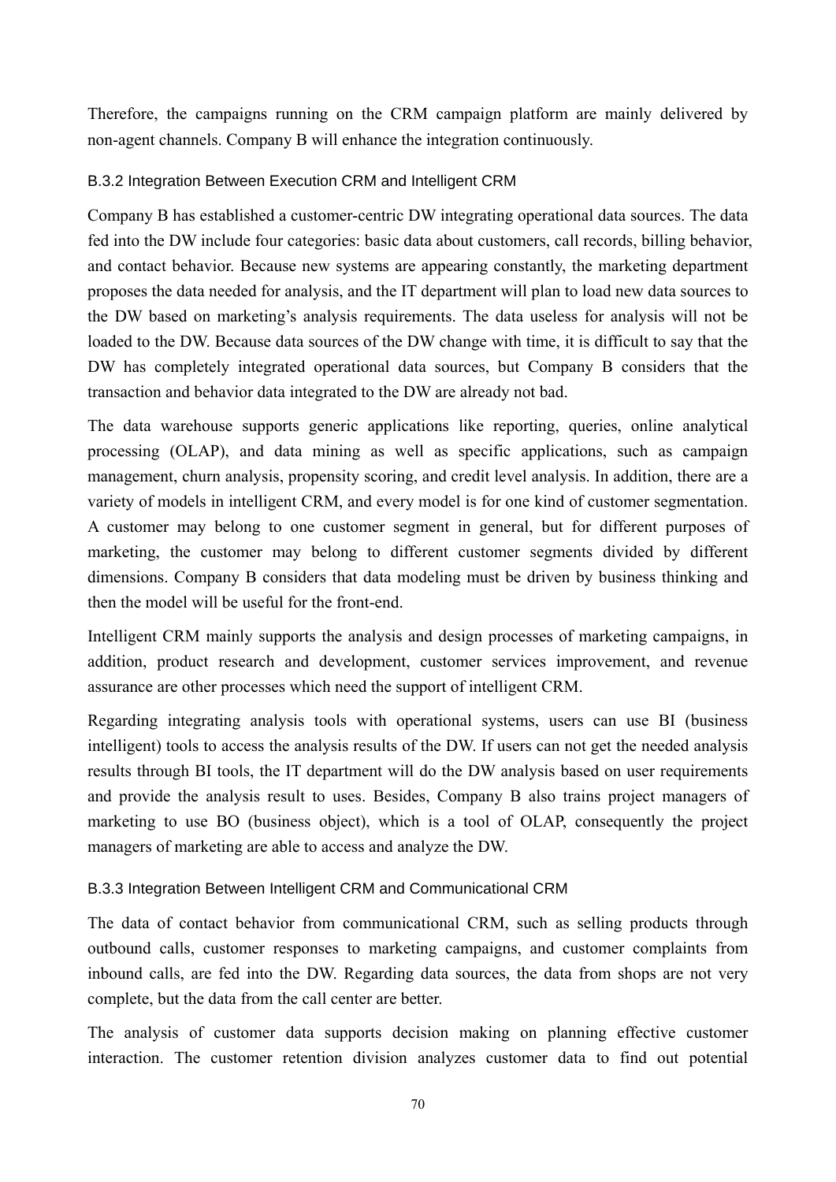Therefore, the campaigns running on the CRM campaign platform are mainly delivered by non-agent channels. Company B will enhance the integration continuously.

### B.3.2 Integration Between Execution CRM and Intelligent CRM

Company B has established a customer-centric DW integrating operational data sources. The data fed into the DW include four categories: basic data about customers, call records, billing behavior, and contact behavior. Because new systems are appearing constantly, the marketing department proposes the data needed for analysis, and the IT department will plan to load new data sources to the DW based on marketing's analysis requirements. The data useless for analysis will not be loaded to the DW. Because data sources of the DW change with time, it is difficult to say that the DW has completely integrated operational data sources, but Company B considers that the transaction and behavior data integrated to the DW are already not bad.

The data warehouse supports generic applications like reporting, queries, online analytical processing (OLAP), and data mining as well as specific applications, such as campaign management, churn analysis, propensity scoring, and credit level analysis. In addition, there are a variety of models in intelligent CRM, and every model is for one kind of customer segmentation. A customer may belong to one customer segment in general, but for different purposes of marketing, the customer may belong to different customer segments divided by different dimensions. Company B considers that data modeling must be driven by business thinking and then the model will be useful for the front-end.

Intelligent CRM mainly supports the analysis and design processes of marketing campaigns, in addition, product research and development, customer services improvement, and revenue assurance are other processes which need the support of intelligent CRM.

Regarding integrating analysis tools with operational systems, users can use BI (business intelligent) tools to access the analysis results of the DW. If users can not get the needed analysis results through BI tools, the IT department will do the DW analysis based on user requirements and provide the analysis result to uses. Besides, Company B also trains project managers of marketing to use BO (business object), which is a tool of OLAP, consequently the project managers of marketing are able to access and analyze the DW.

### B.3.3 Integration Between Intelligent CRM and Communicational CRM

The data of contact behavior from communicational CRM, such as selling products through outbound calls, customer responses to marketing campaigns, and customer complaints from inbound calls, are fed into the DW. Regarding data sources, the data from shops are not very complete, but the data from the call center are better.

The analysis of customer data supports decision making on planning effective customer interaction. The customer retention division analyzes customer data to find out potential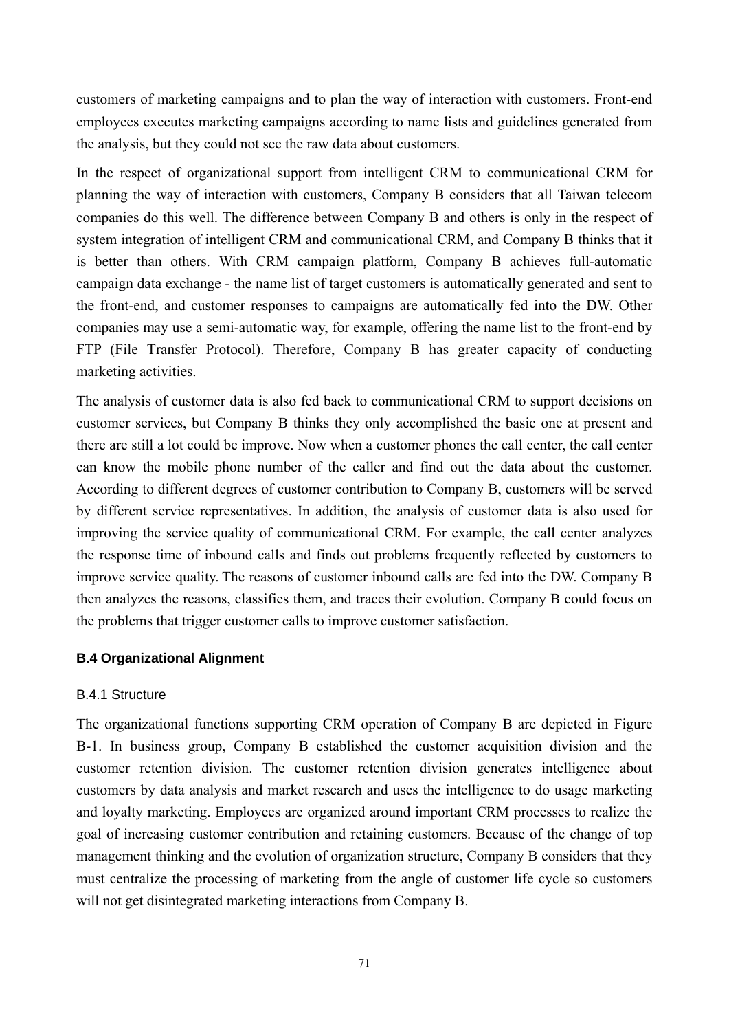customers of marketing campaigns and to plan the way of interaction with customers. Front-end employees executes marketing campaigns according to name lists and guidelines generated from the analysis, but they could not see the raw data about customers.

In the respect of organizational support from intelligent CRM to communicational CRM for planning the way of interaction with customers, Company B considers that all Taiwan telecom companies do this well. The difference between Company B and others is only in the respect of system integration of intelligent CRM and communicational CRM, and Company B thinks that it is better than others. With CRM campaign platform, Company B achieves full-automatic campaign data exchange - the name list of target customers is automatically generated and sent to the front-end, and customer responses to campaigns are automatically fed into the DW. Other companies may use a semi-automatic way, for example, offering the name list to the front-end by FTP (File Transfer Protocol). Therefore, Company B has greater capacity of conducting marketing activities.

The analysis of customer data is also fed back to communicational CRM to support decisions on customer services, but Company B thinks they only accomplished the basic one at present and there are still a lot could be improve. Now when a customer phones the call center, the call center can know the mobile phone number of the caller and find out the data about the customer. According to different degrees of customer contribution to Company B, customers will be served by different service representatives. In addition, the analysis of customer data is also used for improving the service quality of communicational CRM. For example, the call center analyzes the response time of inbound calls and finds out problems frequently reflected by customers to improve service quality. The reasons of customer inbound calls are fed into the DW. Company B then analyzes the reasons, classifies them, and traces their evolution. Company B could focus on the problems that trigger customer calls to improve customer satisfaction.

### B.4 Organizational Alignment

#### B.4.1 Structure

The organizational functions supporting CRM operation of Company B are depicted in Figure B-1. In business group, Company B established the customer acquisition division and the customer retention division. The customer retention division generates intelligence about customers by data analysis and market research and uses the intelligence to do usage marketing and loyalty marketing. Employees are organized around important CRM processes to realize the goal of increasing customer contribution and retaining customers. Because of the change of top management thinking and the evolution of organization structure, Company B considers that they must centralize the processing of marketing from the angle of customer life cycle so customers will not get disintegrated marketing interactions from Company B.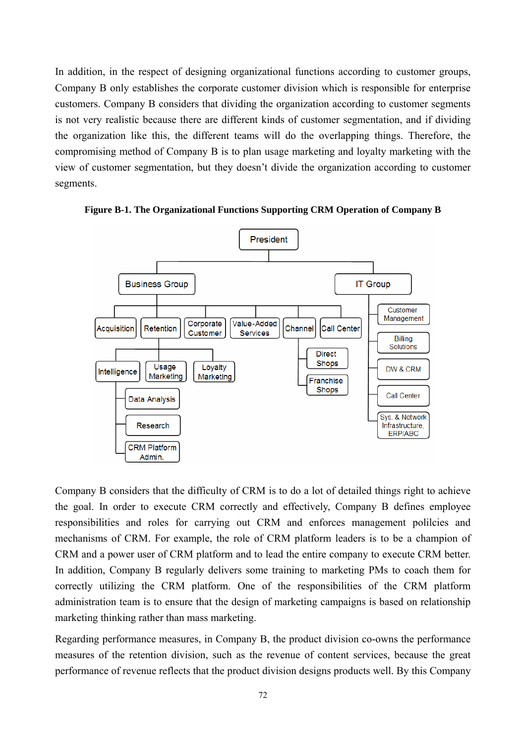In addition, in the respect of designing organizational functions according to customer groups, Company B only establishes the corporate customer division which is responsible for enterprise customers. Company B considers that dividing the organization according to customer segments is not very realistic because there are different kinds of customer segmentation, and if dividing the organization like this, the different teams will do the overlapping things. Therefore, the compromising method of Company B is to plan usage marketing and loyalty marketing with the view of customer segmentation, but they doesn't divide the organization according to customer segments.

**Figure B-1. The Organizational Functions Supporting CRM Operation of Company B**

- President
  - Business Group
    - Acquisition
    - Retention
      - Intelligence
        - Data Analysis
        - Research
        - CRM Platform Admin.
      - Usage Marketing
      - Loyalty Marketing
    - Corporate Customer
    - Value-Added Services
    - Channel
      - Direct Shops
      - Franchise Shops
    - Call Center
  - IT Group
    - Customer Management
    - Billing Solutions
    - DW & CRM
    - Call Center
    - Sys. & Network Infrastructure, ERP/ABC

Company B considers that the difficulty of CRM is to do a lot of detailed things right to achieve the goal. In order to execute CRM correctly and effectively, Company B defines employee responsibilities and roles for carrying out CRM and enforces management polilcies and mechanisms of CRM. For example, the role of CRM platform leaders is to be a champion of CRM and a power user of CRM platform and to lead the entire company to execute CRM better. In addition, Company B regularly delivers some training to marketing PMs to coach them for correctly utilizing the CRM platform. One of the responsibilities of the CRM platform administration team is to ensure that the design of marketing campaigns is based on relationship marketing thinking rather than mass marketing.

Regarding performance measures, in Company B, the product division co-owns the performance measures of the retention division, such as the revenue of content services, because the great performance of revenue reflects that the product division designs products well. By this Company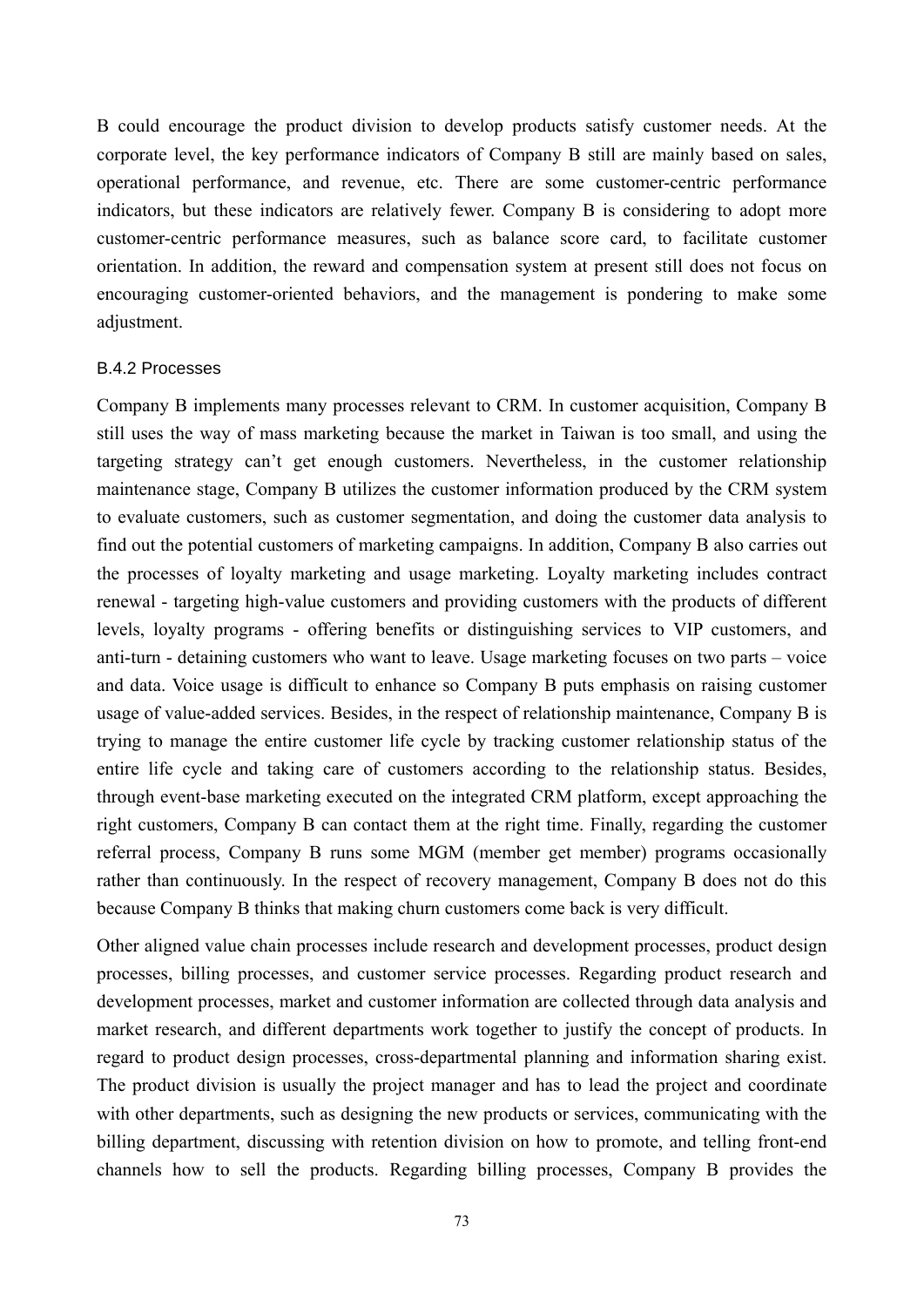B could encourage the product division to develop products satisfy customer needs. At the corporate level, the key performance indicators of Company B still are mainly based on sales, operational performance, and revenue, etc. There are some customer-centric performance indicators, but these indicators are relatively fewer. Company B is considering to adopt more customer-centric performance measures, such as balance score card, to facilitate customer orientation. In addition, the reward and compensation system at present still does not focus on encouraging customer-oriented behaviors, and the management is pondering to make some adjustment.

### B.4.2 Processes

Company B implements many processes relevant to CRM. In customer acquisition, Company B still uses the way of mass marketing because the market in Taiwan is too small, and using the targeting strategy can't get enough customers. Nevertheless, in the customer relationship maintenance stage, Company B utilizes the customer information produced by the CRM system to evaluate customers, such as customer segmentation, and doing the customer data analysis to find out the potential customers of marketing campaigns. In addition, Company B also carries out the processes of loyalty marketing and usage marketing. Loyalty marketing includes contract renewal - targeting high-value customers and providing customers with the products of different levels, loyalty programs - offering benefits or distinguishing services to VIP customers, and anti-turn - detaining customers who want to leave. Usage marketing focuses on two parts – voice and data. Voice usage is difficult to enhance so Company B puts emphasis on raising customer usage of value-added services. Besides, in the respect of relationship maintenance, Company B is trying to manage the entire customer life cycle by tracking customer relationship status of the entire life cycle and taking care of customers according to the relationship status. Besides, through event-base marketing executed on the integrated CRM platform, except approaching the right customers, Company B can contact them at the right time. Finally, regarding the customer referral process, Company B runs some MGM (member get member) programs occasionally rather than continuously. In the respect of recovery management, Company B does not do this because Company B thinks that making churn customers come back is very difficult.

Other aligned value chain processes include research and development processes, product design processes, billing processes, and customer service processes. Regarding product research and development processes, market and customer information are collected through data analysis and market research, and different departments work together to justify the concept of products. In regard to product design processes, cross-departmental planning and information sharing exist. The product division is usually the project manager and has to lead the project and coordinate with other departments, such as designing the new products or services, communicating with the billing department, discussing with retention division on how to promote, and telling front-end channels how to sell the products. Regarding billing processes, Company B provides the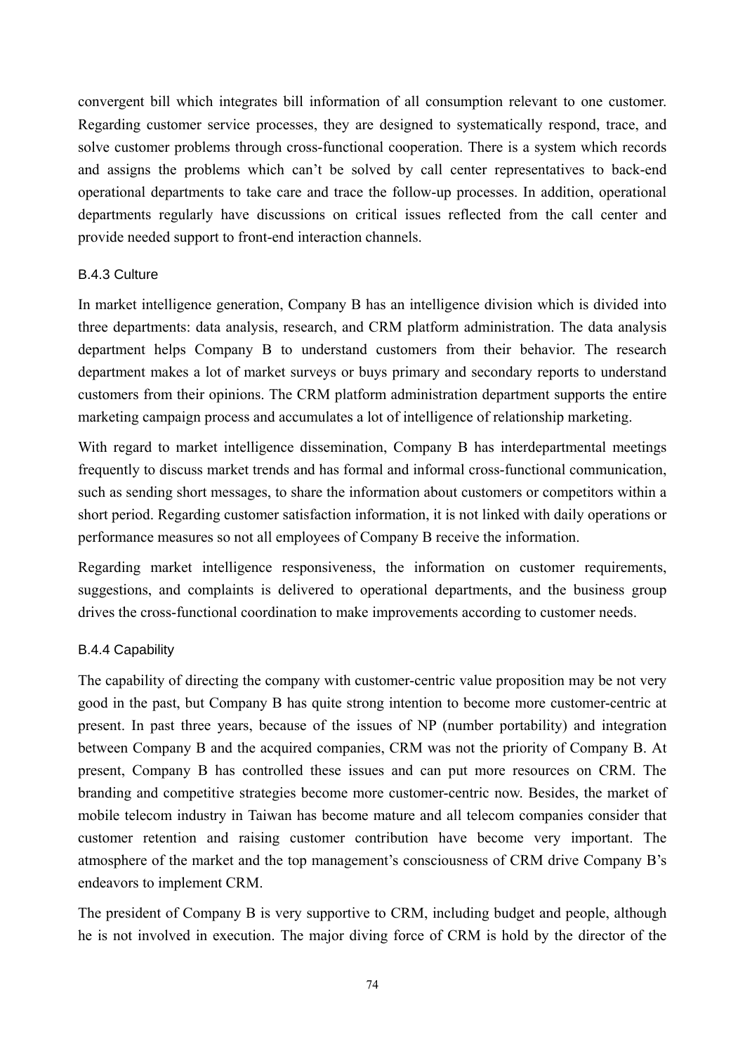convergent bill which integrates bill information of all consumption relevant to one customer. Regarding customer service processes, they are designed to systematically respond, trace, and solve customer problems through cross-functional cooperation. There is a system which records and assigns the problems which can't be solved by call center representatives to back-end operational departments to take care and trace the follow-up processes. In addition, operational departments regularly have discussions on critical issues reflected from the call center and provide needed support to front-end interaction channels.

### B.4.3 Culture

In market intelligence generation, Company B has an intelligence division which is divided into three departments: data analysis, research, and CRM platform administration. The data analysis department helps Company B to understand customers from their behavior. The research department makes a lot of market surveys or buys primary and secondary reports to understand customers from their opinions. The CRM platform administration department supports the entire marketing campaign process and accumulates a lot of intelligence of relationship marketing.

With regard to market intelligence dissemination, Company B has interdepartmental meetings frequently to discuss market trends and has formal and informal cross-functional communication, such as sending short messages, to share the information about customers or competitors within a short period. Regarding customer satisfaction information, it is not linked with daily operations or performance measures so not all employees of Company B receive the information.

Regarding market intelligence responsiveness, the information on customer requirements, suggestions, and complaints is delivered to operational departments, and the business group drives the cross-functional coordination to make improvements according to customer needs.

### B.4.4 Capability

The capability of directing the company with customer-centric value proposition may be not very good in the past, but Company B has quite strong intention to become more customer-centric at present. In past three years, because of the issues of NP (number portability) and integration between Company B and the acquired companies, CRM was not the priority of Company B. At present, Company B has controlled these issues and can put more resources on CRM. The branding and competitive strategies become more customer-centric now. Besides, the market of mobile telecom industry in Taiwan has become mature and all telecom companies consider that customer retention and raising customer contribution have become very important. The atmosphere of the market and the top management's consciousness of CRM drive Company B's endeavors to implement CRM.

The president of Company B is very supportive to CRM, including budget and people, although he is not involved in execution. The major diving force of CRM is hold by the director of the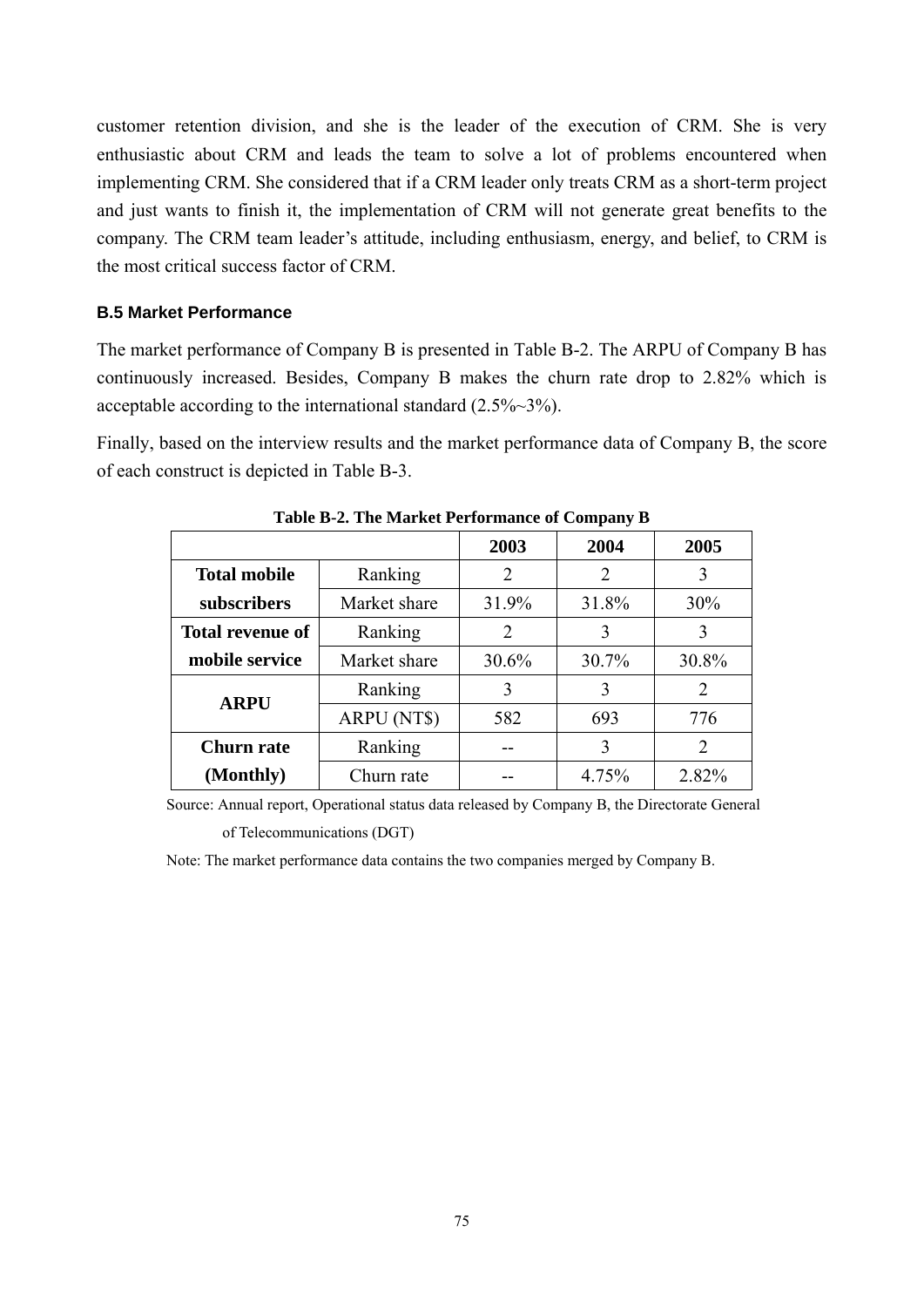customer retention division, and she is the leader of the execution of CRM. She is very enthusiastic about CRM and leads the team to solve a lot of problems encountered when implementing CRM. She considered that if a CRM leader only treats CRM as a short-term project and just wants to finish it, the implementation of CRM will not generate great benefits to the company. The CRM team leader's attitude, including enthusiasm, energy, and belief, to CRM is the most critical success factor of CRM.

### B.5 Market Performance

The market performance of Company B is presented in Table B-2. The ARPU of Company B has continuously increased. Besides, Company B makes the churn rate drop to 2.82% which is acceptable according to the international standard (2.5%~3%).

Finally, based on the interview results and the market performance data of Company B, the score of each construct is depicted in Table B-3.

**Table B-2. The Market Performance of Company B**

| | | 2003 | 2004 | 2005 |
|---|---|---|---|---|
| **Total mobile subscribers** | Ranking | 2 | 2 | 3 |
| | Market share | 31.9% | 31.8% | 30% |
| **Total revenue of mobile service** | Ranking | 2 | 3 | 3 |
| | Market share | 30.6% | 30.7% | 30.8% |
| **ARPU** | Ranking | 3 | 3 | 2 |
| | ARPU (NT$) | 582 | 693 | 776 |
| **Churn rate (Monthly)** | Ranking | -- | 3 | 2 |
| | Churn rate | -- | 4.75% | 2.82% |

Source: Annual report, Operational status data released by Company B, the Directorate General of Telecommunications (DGT)

Note: The market performance data contains the two companies merged by Company B.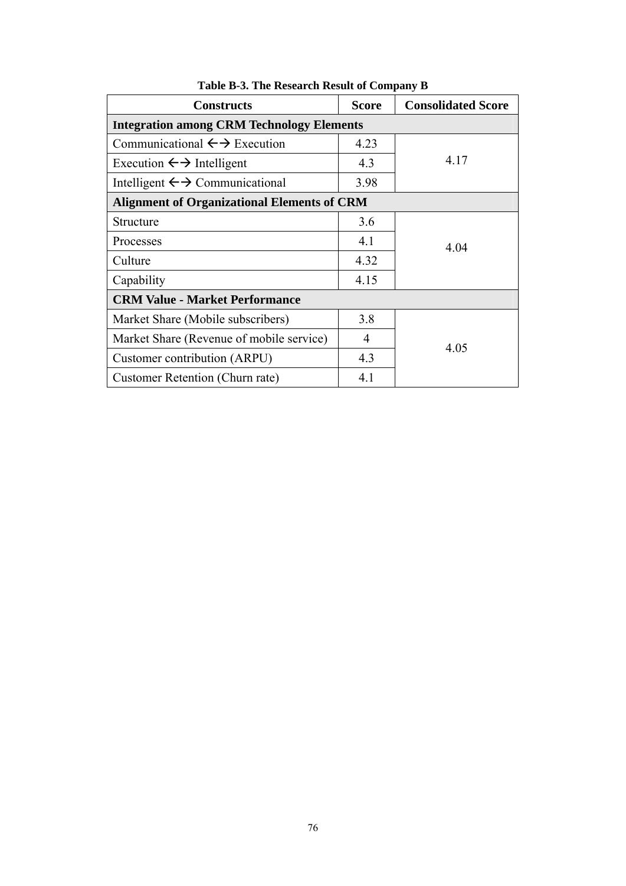**Table B-3. The Research Result of Company B**

| Constructs | Score | Consolidated Score |
|---|---|---|
| **Integration among CRM Technology Elements** | | |
| Communicational ←→ Execution | 4.23 | 4.17 |
| Execution ←→ Intelligent | 4.3 | |
| Intelligent ←→ Communicational | 3.98 | |
| **Alignment of Organizational Elements of CRM** | | |
| Structure | 3.6 | 4.04 |
| Processes | 4.1 | |
| Culture | 4.32 | |
| Capability | 4.15 | |
| **CRM Value - Market Performance** | | |
| Market Share (Mobile subscribers) | 3.8 | 4.05 |
| Market Share (Revenue of mobile service) | 4 | |
| Customer contribution (ARPU) | 4.3 | |
| Customer Retention (Churn rate) | 4.1 | |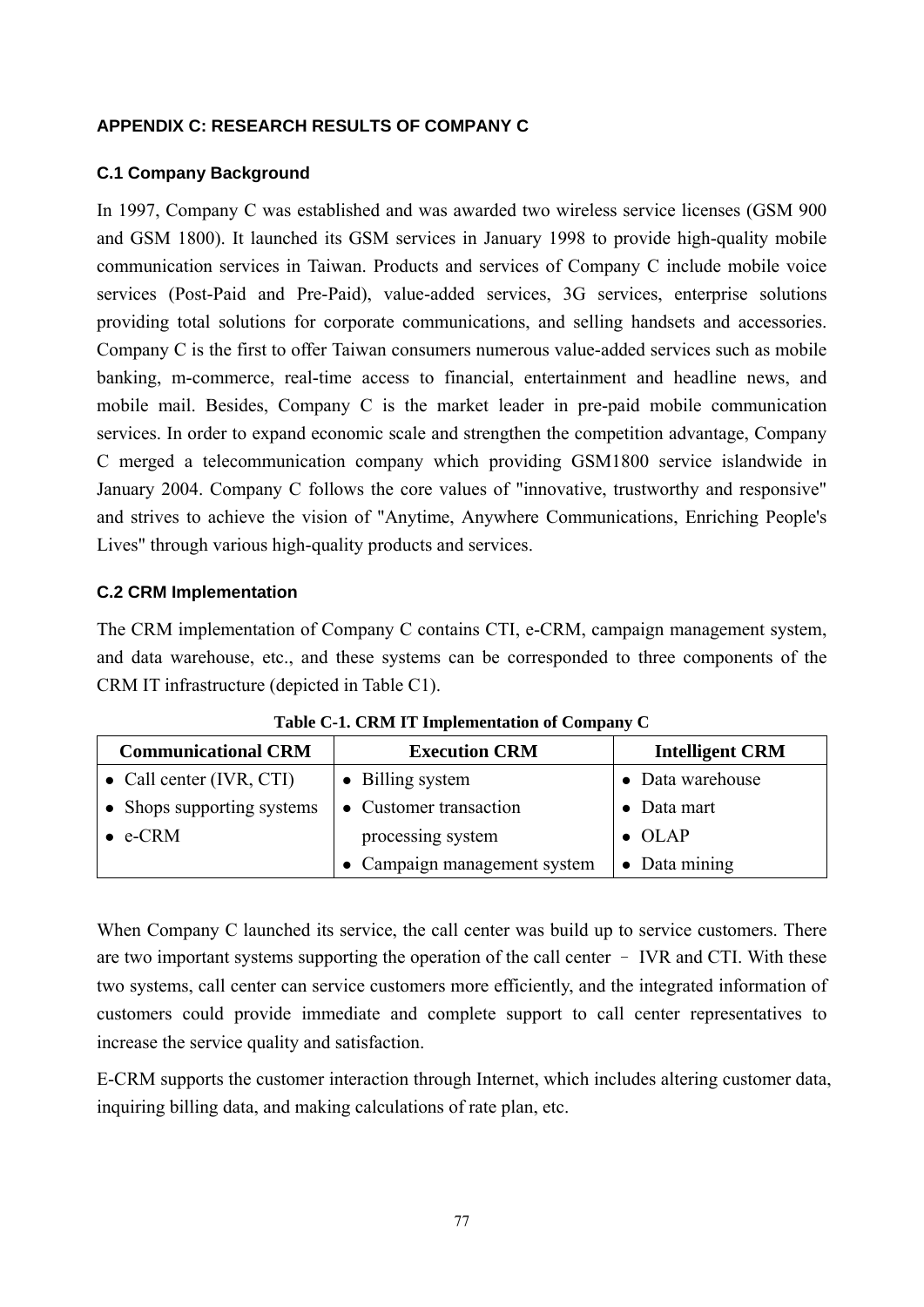## APPENDIX C: RESEARCH RESULTS OF COMPANY C

### C.1 Company Background

In 1997, Company C was established and was awarded two wireless service licenses (GSM 900 and GSM 1800). It launched its GSM services in January 1998 to provide high-quality mobile communication services in Taiwan. Products and services of Company C include mobile voice services (Post-Paid and Pre-Paid), value-added services, 3G services, enterprise solutions providing total solutions for corporate communications, and selling handsets and accessories. Company C is the first to offer Taiwan consumers numerous value-added services such as mobile banking, m-commerce, real-time access to financial, entertainment and headline news, and mobile mail. Besides, Company C is the market leader in pre-paid mobile communication services. In order to expand economic scale and strengthen the competition advantage, Company C merged a telecommunication company which providing GSM1800 service islandwide in January 2004. Company C follows the core values of "innovative, trustworthy and responsive" and strives to achieve the vision of "Anytime, Anywhere Communications, Enriching People's Lives" through various high-quality products and services.

### C.2 CRM Implementation

The CRM implementation of Company C contains CTI, e-CRM, campaign management system, and data warehouse, etc., and these systems can be corresponded to three components of the CRM IT infrastructure (depicted in Table C1).

**Table C-1. CRM IT Implementation of Company C**

| Communicational CRM | Execution CRM | Intelligent CRM |
|---|---|---|
| • Call center (IVR, CTI)<br>• Shops supporting systems<br>• e-CRM | • Billing system<br>• Customer transaction processing system<br>• Campaign management system | • Data warehouse<br>• Data mart<br>• OLAP<br>• Data mining |

When Company C launched its service, the call center was build up to service customers. There are two important systems supporting the operation of the call center – IVR and CTI. With these two systems, call center can service customers more efficiently, and the integrated information of customers could provide immediate and complete support to call center representatives to increase the service quality and satisfaction.

E-CRM supports the customer interaction through Internet, which includes altering customer data, inquiring billing data, and making calculations of rate plan, etc.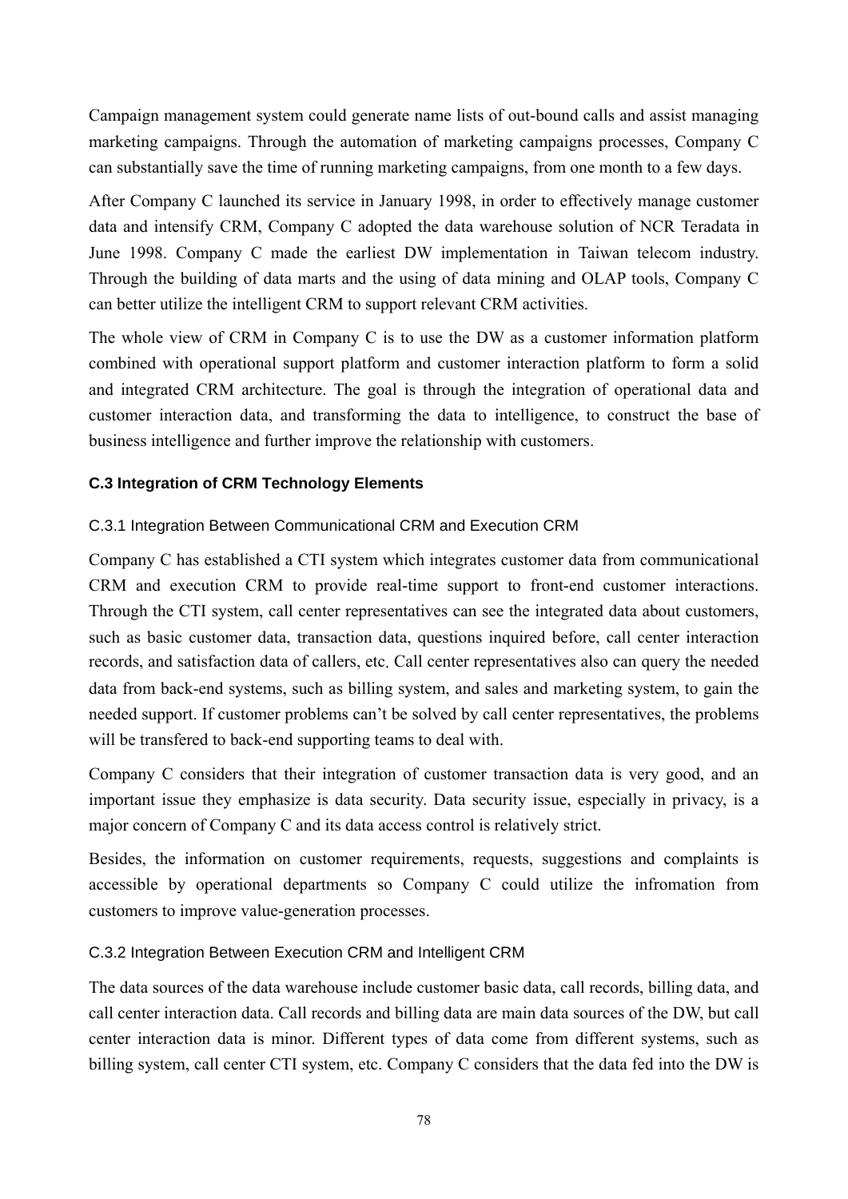Campaign management system could generate name lists of out-bound calls and assist managing marketing campaigns. Through the automation of marketing campaigns processes, Company C can substantially save the time of running marketing campaigns, from one month to a few days.

After Company C launched its service in January 1998, in order to effectively manage customer data and intensify CRM, Company C adopted the data warehouse solution of NCR Teradata in June 1998. Company C made the earliest DW implementation in Taiwan telecom industry. Through the building of data marts and the using of data mining and OLAP tools, Company C can better utilize the intelligent CRM to support relevant CRM activities.

The whole view of CRM in Company C is to use the DW as a customer information platform combined with operational support platform and customer interaction platform to form a solid and integrated CRM architecture. The goal is through the integration of operational data and customer interaction data, and transforming the data to intelligence, to construct the base of business intelligence and further improve the relationship with customers.

### C.3 Integration of CRM Technology Elements

#### C.3.1 Integration Between Communicational CRM and Execution CRM

Company C has established a CTI system which integrates customer data from communicational CRM and execution CRM to provide real-time support to front-end customer interactions. Through the CTI system, call center representatives can see the integrated data about customers, such as basic customer data, transaction data, questions inquired before, call center interaction records, and satisfaction data of callers, etc. Call center representatives also can query the needed data from back-end systems, such as billing system, and sales and marketing system, to gain the needed support. If customer problems can't be solved by call center representatives, the problems will be transfered to back-end supporting teams to deal with.

Company C considers that their integration of customer transaction data is very good, and an important issue they emphasize is data security. Data security issue, especially in privacy, is a major concern of Company C and its data access control is relatively strict.

Besides, the information on customer requirements, requests, suggestions and complaints is accessible by operational departments so Company C could utilize the infromation from customers to improve value-generation processes.

#### C.3.2 Integration Between Execution CRM and Intelligent CRM

The data sources of the data warehouse include customer basic data, call records, billing data, and call center interaction data. Call records and billing data are main data sources of the DW, but call center interaction data is minor. Different types of data come from different systems, such as billing system, call center CTI system, etc. Company C considers that the data fed into the DW is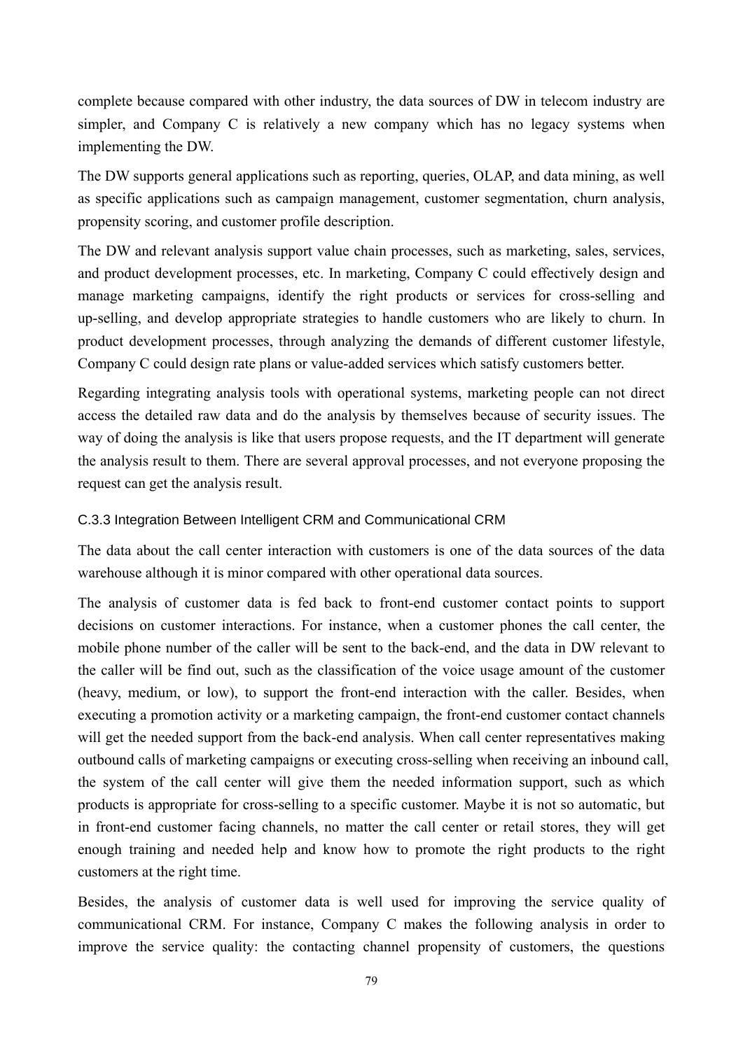complete because compared with other industry, the data sources of DW in telecom industry are simpler, and Company C is relatively a new company which has no legacy systems when implementing the DW.

The DW supports general applications such as reporting, queries, OLAP, and data mining, as well as specific applications such as campaign management, customer segmentation, churn analysis, propensity scoring, and customer profile description.

The DW and relevant analysis support value chain processes, such as marketing, sales, services, and product development processes, etc. In marketing, Company C could effectively design and manage marketing campaigns, identify the right products or services for cross-selling and up-selling, and develop appropriate strategies to handle customers who are likely to churn. In product development processes, through analyzing the demands of different customer lifestyle, Company C could design rate plans or value-added services which satisfy customers better.

Regarding integrating analysis tools with operational systems, marketing people can not direct access the detailed raw data and do the analysis by themselves because of security issues. The way of doing the analysis is like that users propose requests, and the IT department will generate the analysis result to them. There are several approval processes, and not everyone proposing the request can get the analysis result.

### C.3.3 Integration Between Intelligent CRM and Communicational CRM

The data about the call center interaction with customers is one of the data sources of the data warehouse although it is minor compared with other operational data sources.

The analysis of customer data is fed back to front-end customer contact points to support decisions on customer interactions. For instance, when a customer phones the call center, the mobile phone number of the caller will be sent to the back-end, and the data in DW relevant to the caller will be find out, such as the classification of the voice usage amount of the customer (heavy, medium, or low), to support the front-end interaction with the caller. Besides, when executing a promotion activity or a marketing campaign, the front-end customer contact channels will get the needed support from the back-end analysis. When call center representatives making outbound calls of marketing campaigns or executing cross-selling when receiving an inbound call, the system of the call center will give them the needed information support, such as which products is appropriate for cross-selling to a specific customer. Maybe it is not so automatic, but in front-end customer facing channels, no matter the call center or retail stores, they will get enough training and needed help and know how to promote the right products to the right customers at the right time.

Besides, the analysis of customer data is well used for improving the service quality of communicational CRM. For instance, Company C makes the following analysis in order to improve the service quality: the contacting channel propensity of customers, the questions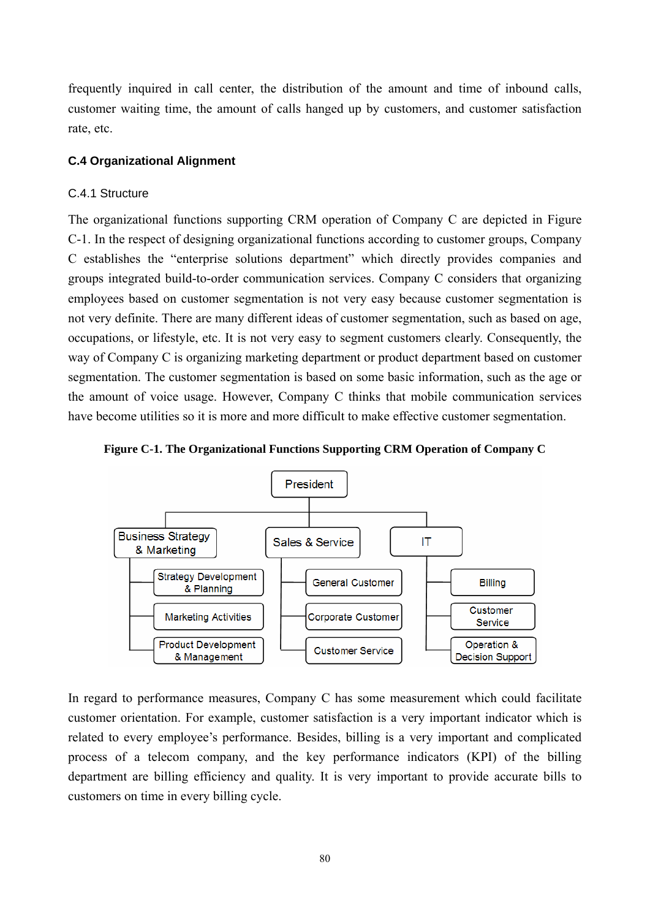frequently inquired in call center, the distribution of the amount and time of inbound calls, customer waiting time, the amount of calls hanged up by customers, and customer satisfaction rate, etc.

### C.4 Organizational Alignment

#### C.4.1 Structure

The organizational functions supporting CRM operation of Company C are depicted in Figure C-1. In the respect of designing organizational functions according to customer groups, Company C establishes the "enterprise solutions department" which directly provides companies and groups integrated build-to-order communication services. Company C considers that organizing employees based on customer segmentation is not very easy because customer segmentation is not very definite. There are many different ideas of customer segmentation, such as based on age, occupations, or lifestyle, etc. It is not very easy to segment customers clearly. Consequently, the way of Company C is organizing marketing department or product department based on customer segmentation. The customer segmentation is based on some basic information, such as the age or the amount of voice usage. However, Company C thinks that mobile communication services have become utilities so it is more and more difficult to make effective customer segmentation.

**Figure C-1. The Organizational Functions Supporting CRM Operation of Company C**

- President
  - Business Strategy & Marketing
    - Strategy Development & Planning
    - Marketing Activities
    - Product Development & Management
  - Sales & Service
    - General Customer
    - Corporate Customer
    - Customer Service
  - IT
    - Billing
    - Customer Service
    - Operation & Decision Support

In regard to performance measures, Company C has some measurement which could facilitate customer orientation. For example, customer satisfaction is a very important indicator which is related to every employee's performance. Besides, billing is a very important and complicated process of a telecom company, and the key performance indicators (KPI) of the billing department are billing efficiency and quality. It is very important to provide accurate bills to customers on time in every billing cycle.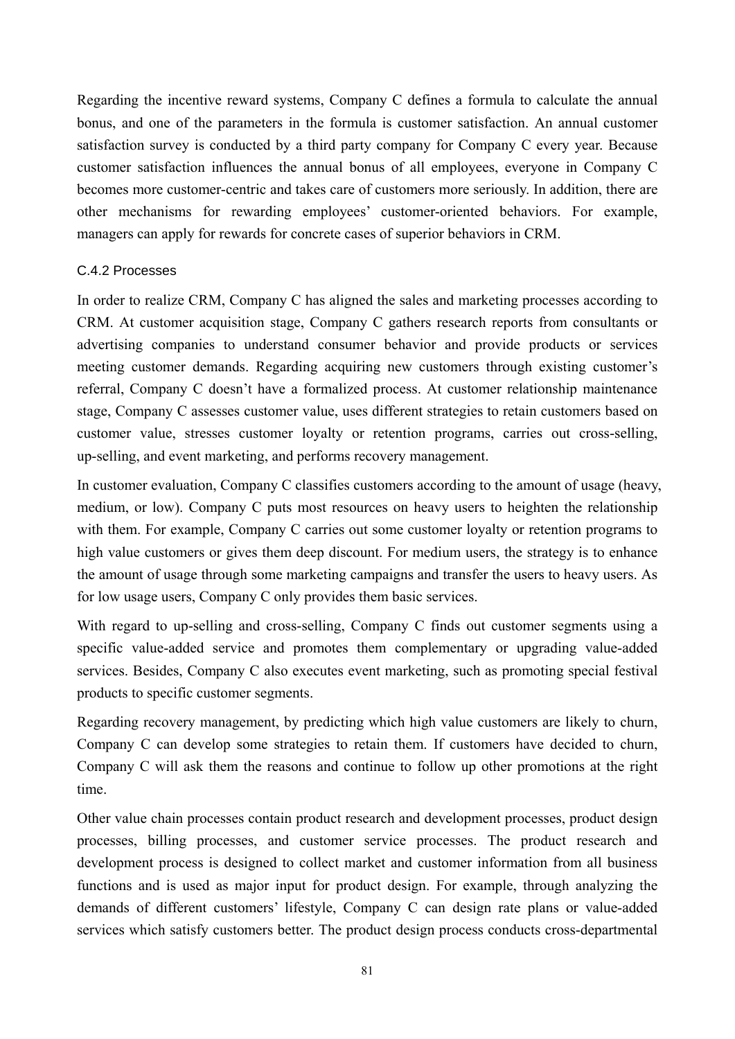Regarding the incentive reward systems, Company C defines a formula to calculate the annual bonus, and one of the parameters in the formula is customer satisfaction. An annual customer satisfaction survey is conducted by a third party company for Company C every year. Because customer satisfaction influences the annual bonus of all employees, everyone in Company C becomes more customer-centric and takes care of customers more seriously. In addition, there are other mechanisms for rewarding employees' customer-oriented behaviors. For example, managers can apply for rewards for concrete cases of superior behaviors in CRM.

### C.4.2 Processes

In order to realize CRM, Company C has aligned the sales and marketing processes according to CRM. At customer acquisition stage, Company C gathers research reports from consultants or advertising companies to understand consumer behavior and provide products or services meeting customer demands. Regarding acquiring new customers through existing customer's referral, Company C doesn't have a formalized process. At customer relationship maintenance stage, Company C assesses customer value, uses different strategies to retain customers based on customer value, stresses customer loyalty or retention programs, carries out cross-selling, up-selling, and event marketing, and performs recovery management.

In customer evaluation, Company C classifies customers according to the amount of usage (heavy, medium, or low). Company C puts most resources on heavy users to heighten the relationship with them. For example, Company C carries out some customer loyalty or retention programs to high value customers or gives them deep discount. For medium users, the strategy is to enhance the amount of usage through some marketing campaigns and transfer the users to heavy users. As for low usage users, Company C only provides them basic services.

With regard to up-selling and cross-selling, Company C finds out customer segments using a specific value-added service and promotes them complementary or upgrading value-added services. Besides, Company C also executes event marketing, such as promoting special festival products to specific customer segments.

Regarding recovery management, by predicting which high value customers are likely to churn, Company C can develop some strategies to retain them. If customers have decided to churn, Company C will ask them the reasons and continue to follow up other promotions at the right time.

Other value chain processes contain product research and development processes, product design processes, billing processes, and customer service processes. The product research and development process is designed to collect market and customer information from all business functions and is used as major input for product design. For example, through analyzing the demands of different customers' lifestyle, Company C can design rate plans or value-added services which satisfy customers better. The product design process conducts cross-departmental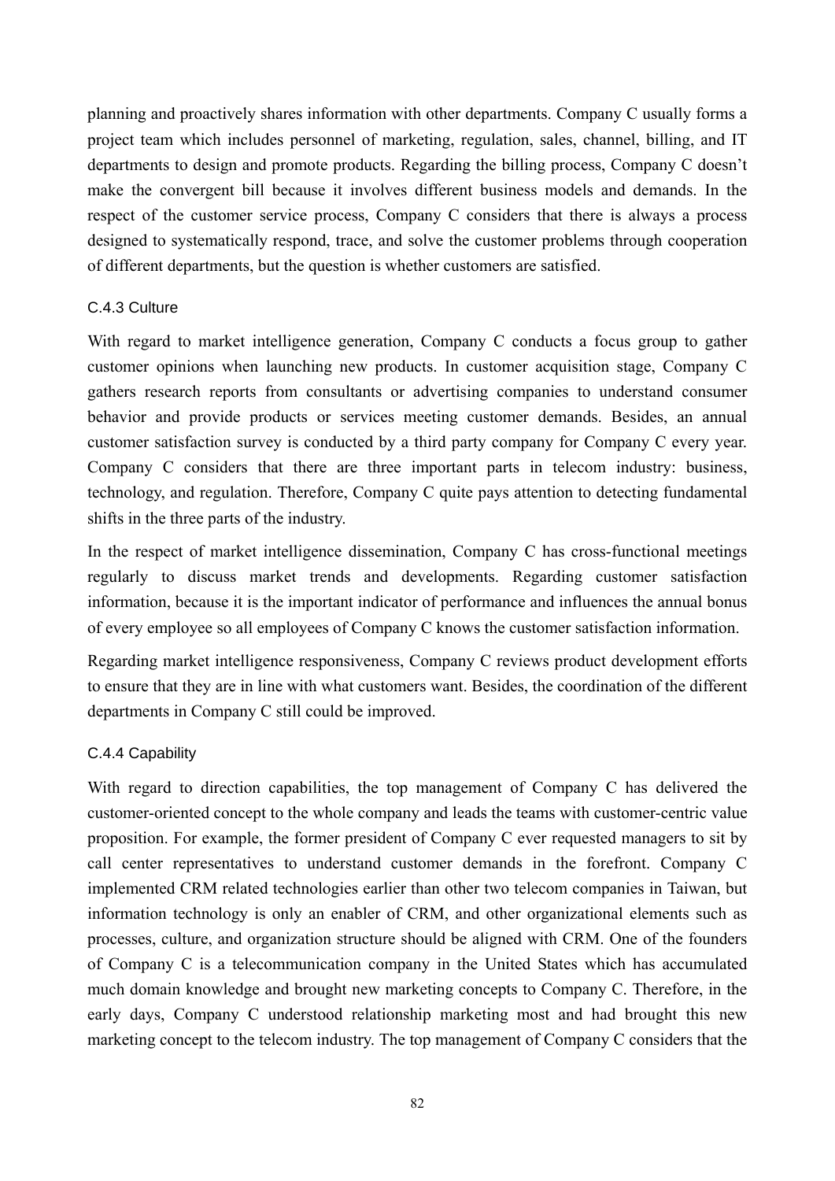planning and proactively shares information with other departments. Company C usually forms a project team which includes personnel of marketing, regulation, sales, channel, billing, and IT departments to design and promote products. Regarding the billing process, Company C doesn't make the convergent bill because it involves different business models and demands. In the respect of the customer service process, Company C considers that there is always a process designed to systematically respond, trace, and solve the customer problems through cooperation of different departments, but the question is whether customers are satisfied.

### C.4.3 Culture

With regard to market intelligence generation, Company C conducts a focus group to gather customer opinions when launching new products. In customer acquisition stage, Company C gathers research reports from consultants or advertising companies to understand consumer behavior and provide products or services meeting customer demands. Besides, an annual customer satisfaction survey is conducted by a third party company for Company C every year. Company C considers that there are three important parts in telecom industry: business, technology, and regulation. Therefore, Company C quite pays attention to detecting fundamental shifts in the three parts of the industry.

In the respect of market intelligence dissemination, Company C has cross-functional meetings regularly to discuss market trends and developments. Regarding customer satisfaction information, because it is the important indicator of performance and influences the annual bonus of every employee so all employees of Company C knows the customer satisfaction information.

Regarding market intelligence responsiveness, Company C reviews product development efforts to ensure that they are in line with what customers want. Besides, the coordination of the different departments in Company C still could be improved.

### C.4.4 Capability

With regard to direction capabilities, the top management of Company C has delivered the customer-oriented concept to the whole company and leads the teams with customer-centric value proposition. For example, the former president of Company C ever requested managers to sit by call center representatives to understand customer demands in the forefront. Company C implemented CRM related technologies earlier than other two telecom companies in Taiwan, but information technology is only an enabler of CRM, and other organizational elements such as processes, culture, and organization structure should be aligned with CRM. One of the founders of Company C is a telecommunication company in the United States which has accumulated much domain knowledge and brought new marketing concepts to Company C. Therefore, in the early days, Company C understood relationship marketing most and had brought this new marketing concept to the telecom industry. The top management of Company C considers that the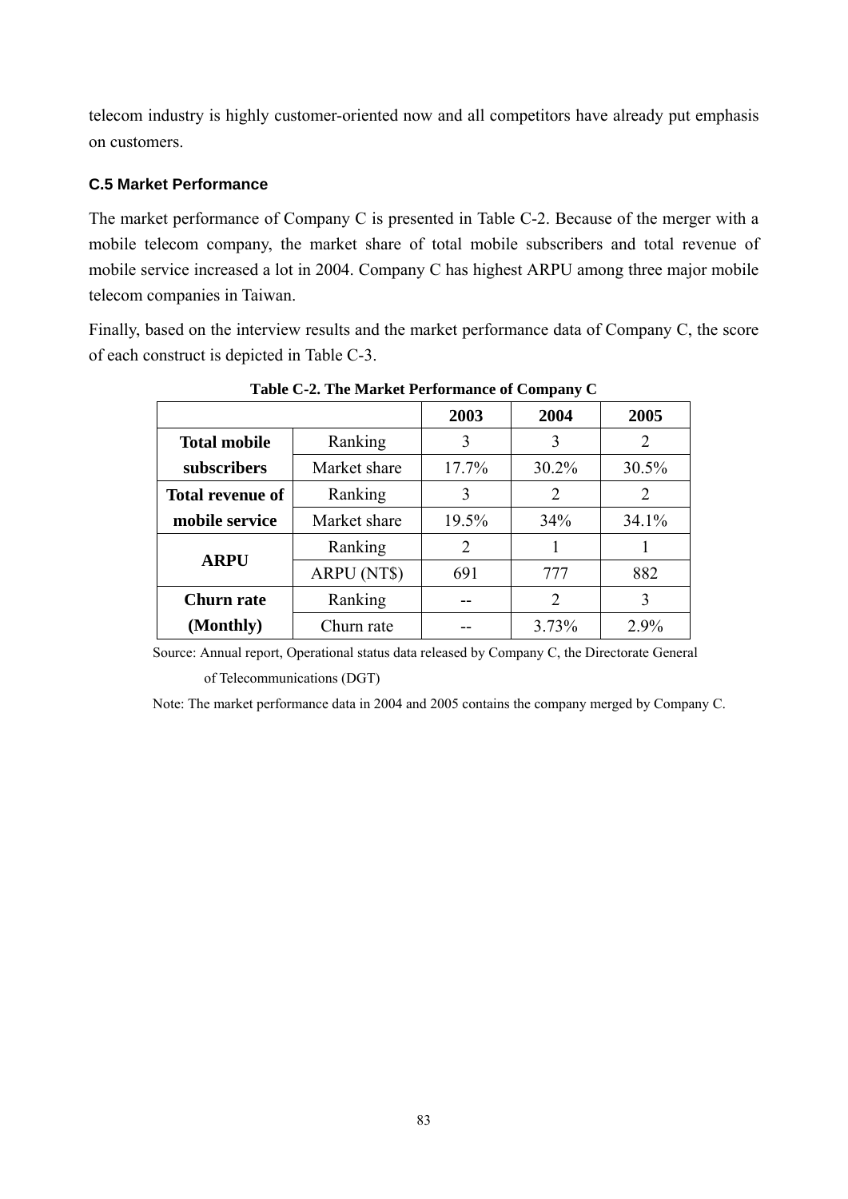telecom industry is highly customer-oriented now and all competitors have already put emphasis on customers.

### C.5 Market Performance

The market performance of Company C is presented in Table C-2. Because of the merger with a mobile telecom company, the market share of total mobile subscribers and total revenue of mobile service increased a lot in 2004. Company C has highest ARPU among three major mobile telecom companies in Taiwan.

Finally, based on the interview results and the market performance data of Company C, the score of each construct is depicted in Table C-3.

**Table C-2. The Market Performance of Company C**

| | | 2003 | 2004 | 2005 |
|---|---|---|---|---|
| **Total mobile subscribers** | Ranking | 3 | 3 | 2 |
| | Market share | 17.7% | 30.2% | 30.5% |
| **Total revenue of mobile service** | Ranking | 3 | 2 | 2 |
| | Market share | 19.5% | 34% | 34.1% |
| **ARPU** | Ranking | 2 | 1 | 1 |
| | ARPU (NT$) | 691 | 777 | 882 |
| **Churn rate (Monthly)** | Ranking | -- | 2 | 3 |
| | Churn rate | -- | 3.73% | 2.9% |

Source: Annual report, Operational status data released by Company C, the Directorate General of Telecommunications (DGT)

Note: The market performance data in 2004 and 2005 contains the company merged by Company C.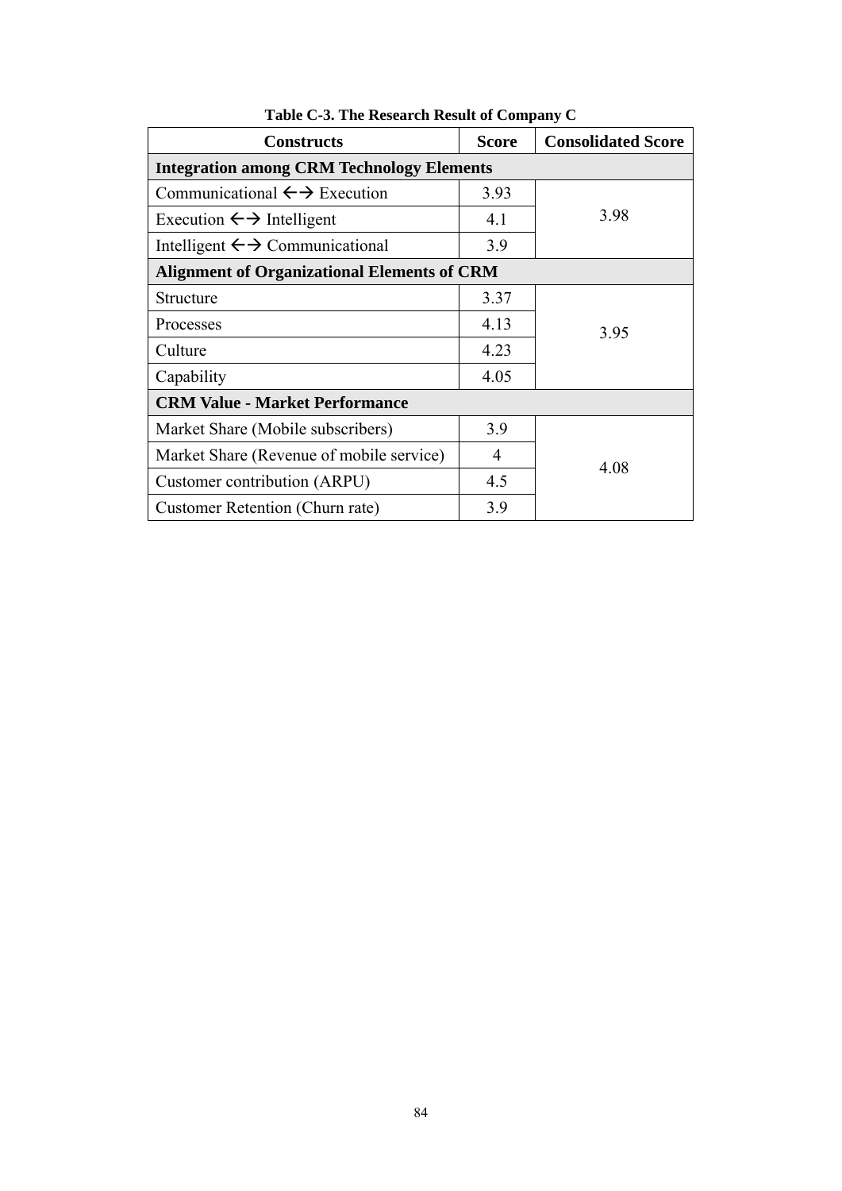**Table C-3. The Research Result of Company C**

| Constructs | Score | Consolidated Score |
|---|---|---|
| **Integration among CRM Technology Elements** | | |
| Communicational ←→ Execution | 3.93 | 3.98 |
| Execution ←→ Intelligent | 4.1 | |
| Intelligent ←→ Communicational | 3.9 | |
| **Alignment of Organizational Elements of CRM** | | |
| Structure | 3.37 | 3.95 |
| Processes | 4.13 | |
| Culture | 4.23 | |
| Capability | 4.05 | |
| **CRM Value - Market Performance** | | |
| Market Share (Mobile subscribers) | 3.9 | 4.08 |
| Market Share (Revenue of mobile service) | 4 | |
| Customer contribution (ARPU) | 4.5 | |
| Customer Retention (Churn rate) | 3.9 | |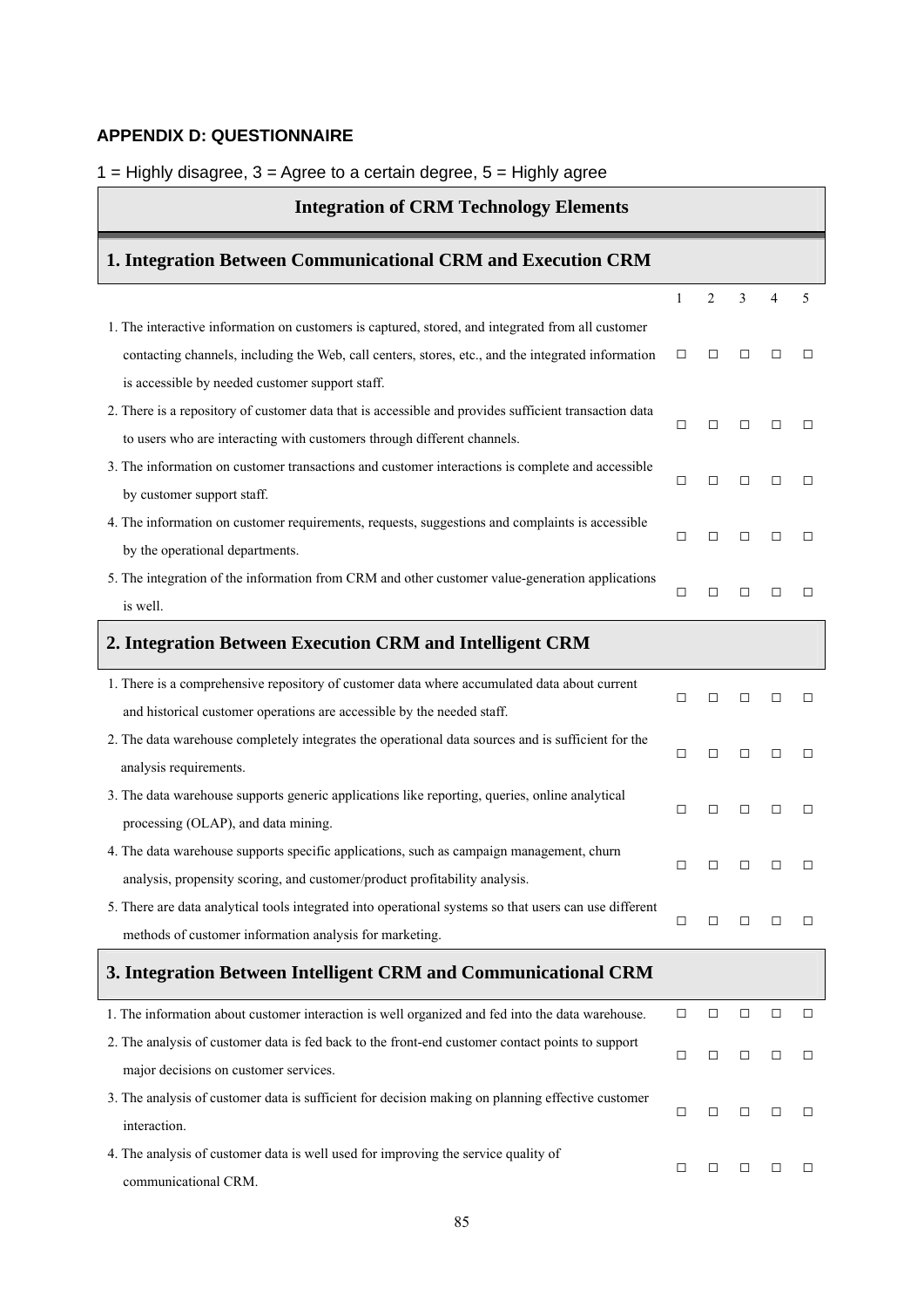## APPENDIX D: QUESTIONNAIRE

1 = Highly disagree, 3 = Agree to a certain degree, 5 = Highly agree

### Integration of CRM Technology Elements

#### 1. Integration Between Communicational CRM and Execution CRM

| | 1 | 2 | 3 | 4 | 5 |
|---|---|---|---|---|---|
| 1. The interactive information on customers is captured, stored, and integrated from all customer contacting channels, including the Web, call centers, stores, etc., and the integrated information is accessible by needed customer support staff. | □ | □ | □ | □ | □ |
| 2. There is a repository of customer data that is accessible and provides sufficient transaction data to users who are interacting with customers through different channels. | □ | □ | □ | □ | □ |
| 3. The information on customer transactions and customer interactions is complete and accessible by customer support staff. | □ | □ | □ | □ | □ |
| 4. The information on customer requirements, requests, suggestions and complaints is accessible by the operational departments. | □ | □ | □ | □ | □ |
| 5. The integration of the information from CRM and other customer value-generation applications is well. | □ | □ | □ | □ | □ |

#### 2. Integration Between Execution CRM and Intelligent CRM

| | 1 | 2 | 3 | 4 | 5 |
|---|---|---|---|---|---|
| 1. There is a comprehensive repository of customer data where accumulated data about current and historical customer operations are accessible by the needed staff. | □ | □ | □ | □ | □ |
| 2. The data warehouse completely integrates the operational data sources and is sufficient for the analysis requirements. | □ | □ | □ | □ | □ |
| 3. The data warehouse supports generic applications like reporting, queries, online analytical processing (OLAP), and data mining. | □ | □ | □ | □ | □ |
| 4. The data warehouse supports specific applications, such as campaign management, churn analysis, propensity scoring, and customer/product profitability analysis. | □ | □ | □ | □ | □ |
| 5. There are data analytical tools integrated into operational systems so that users can use different methods of customer information analysis for marketing. | □ | □ | □ | □ | □ |

#### 3. Integration Between Intelligent CRM and Communicational CRM

| | 1 | 2 | 3 | 4 | 5 |
|---|---|---|---|---|---|
| 1. The information about customer interaction is well organized and fed into the data warehouse. | □ | □ | □ | □ | □ |
| 2. The analysis of customer data is fed back to the front-end customer contact points to support major decisions on customer services. | □ | □ | □ | □ | □ |
| 3. The analysis of customer data is sufficient for decision making on planning effective customer interaction. | □ | □ | □ | □ | □ |
| 4. The analysis of customer data is well used for improving the service quality of communicational CRM. | □ | □ | □ | □ | □ |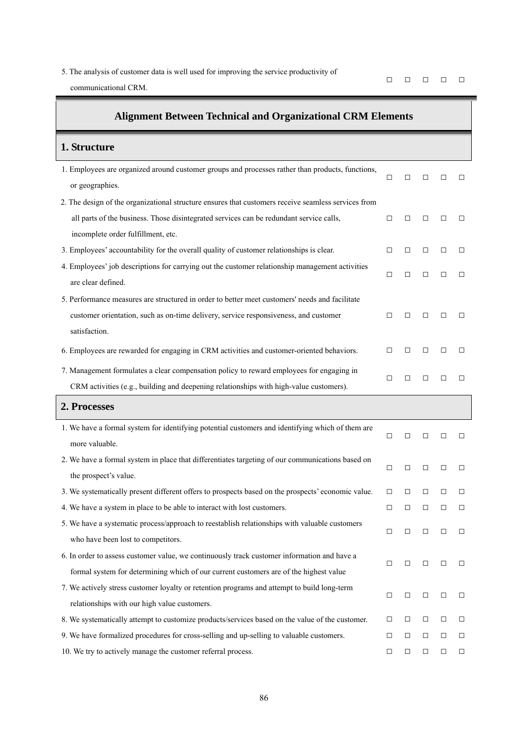| | | | | | |
|---|---|---|---|---|---|
| 5. The analysis of customer data is well used for improving the service productivity of communicational CRM. | □ | □ | □ | □ | □ |

## Alignment Between Technical and Organizational CRM Elements

### 1. Structure

| | | | | | |
|---|---|---|---|---|---|
| 1. Employees are organized around customer groups and processes rather than products, functions, or geographies. | □ | □ | □ | □ | □ |
| 2. The design of the organizational structure ensures that customers receive seamless services from all parts of the business. Those disintegrated services can be redundant service calls, incomplete order fulfillment, etc. | □ | □ | □ | □ | □ |
| 3. Employees' accountability for the overall quality of customer relationships is clear. | □ | □ | □ | □ | □ |
| 4. Employees' job descriptions for carrying out the customer relationship management activities are clear defined. | □ | □ | □ | □ | □ |
| 5. Performance measures are structured in order to better meet customers' needs and facilitate customer orientation, such as on-time delivery, service responsiveness, and customer satisfaction. | □ | □ | □ | □ | □ |
| 6. Employees are rewarded for engaging in CRM activities and customer-oriented behaviors. | □ | □ | □ | □ | □ |
| 7. Management formulates a clear compensation policy to reward employees for engaging in CRM activities (e.g., building and deepening relationships with high-value customers). | □ | □ | □ | □ | □ |

### 2. Processes

| | | | | | |
|---|---|---|---|---|---|
| 1. We have a formal system for identifying potential customers and identifying which of them are more valuable. | □ | □ | □ | □ | □ |
| 2. We have a formal system in place that differentiates targeting of our communications based on the prospect's value. | □ | □ | □ | □ | □ |
| 3. We systematically present different offers to prospects based on the prospects' economic value. | □ | □ | □ | □ | □ |
| 4. We have a system in place to be able to interact with lost customers. | □ | □ | □ | □ | □ |
| 5. We have a systematic process/approach to reestablish relationships with valuable customers who have been lost to competitors. | □ | □ | □ | □ | □ |
| 6. In order to assess customer value, we continuously track customer information and have a formal system for determining which of our current customers are of the highest value | □ | □ | □ | □ | □ |
| 7. We actively stress customer loyalty or retention programs and attempt to build long-term relationships with our high value customers. | □ | □ | □ | □ | □ |
| 8. We systematically attempt to customize products/services based on the value of the customer. | □ | □ | □ | □ | □ |
| 9. We have formalized procedures for cross-selling and up-selling to valuable customers. | □ | □ | □ | □ | □ |
| 10. We try to actively manage the customer referral process. | □ | □ | □ | □ | □ |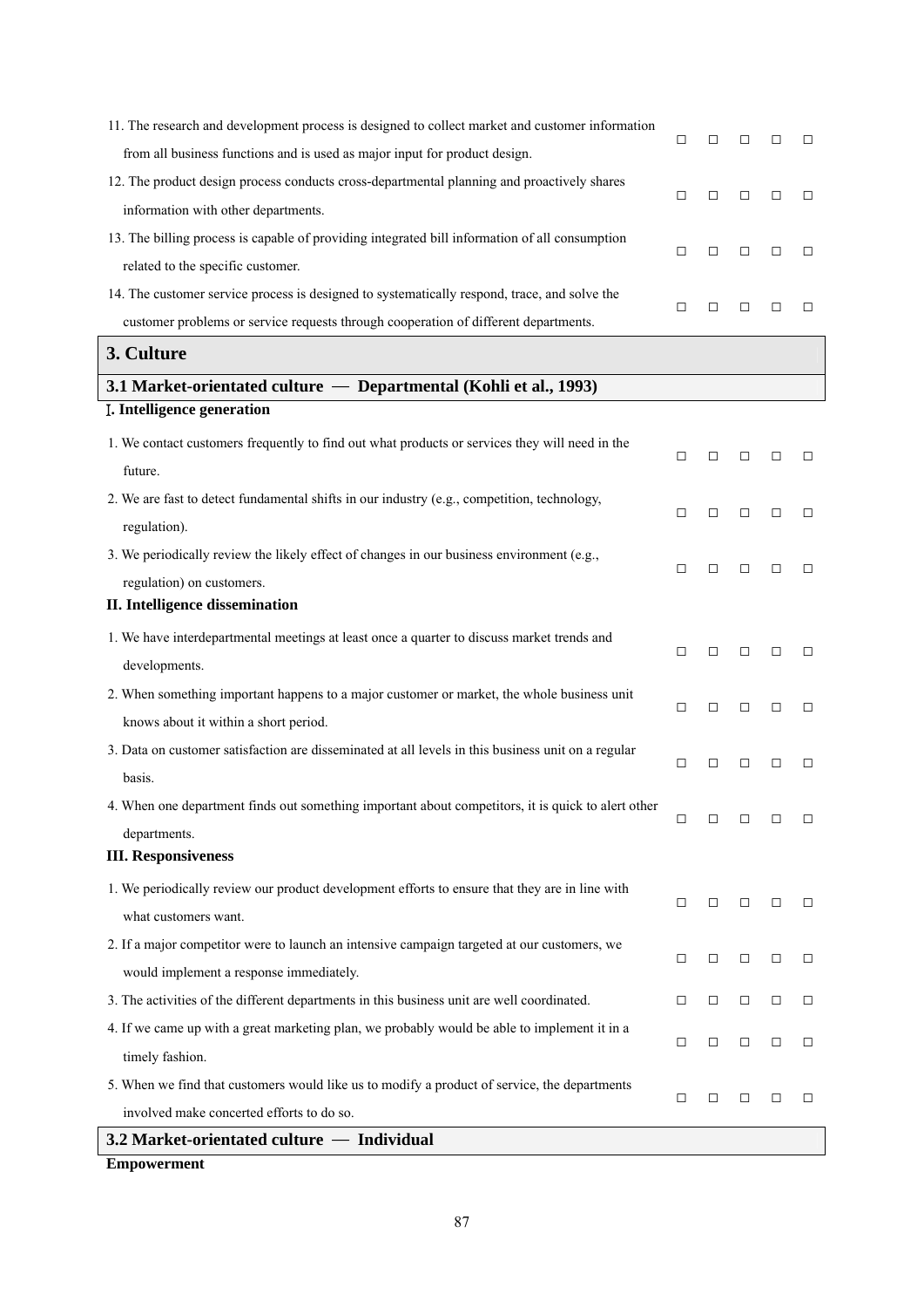| | | | | | |
|---|---|---|---|---|---|
| 11. The research and development process is designed to collect market and customer information from all business functions and is used as major input for product design. | □ | □ | □ | □ | □ |
| 12. The product design process conducts cross-departmental planning and proactively shares information with other departments. | □ | □ | □ | □ | □ |
| 13. The billing process is capable of providing integrated bill information of all consumption related to the specific customer. | □ | □ | □ | □ | □ |
| 14. The customer service process is designed to systematically respond, trace, and solve the customer problems or service requests through cooperation of different departments. | □ | □ | □ | □ | □ |

## 3. Culture

### 3.1 Market-orientated culture — Departmental (Kohli et al., 1993)

**I. Intelligence generation**

| | | | | | |
|---|---|---|---|---|---|
| 1. We contact customers frequently to find out what products or services they will need in the future. | □ | □ | □ | □ | □ |
| 2. We are fast to detect fundamental shifts in our industry (e.g., competition, technology, regulation). | □ | □ | □ | □ | □ |
| 3. We periodically review the likely effect of changes in our business environment (e.g., regulation) on customers. | □ | □ | □ | □ | □ |

**II. Intelligence dissemination**

| | | | | | |
|---|---|---|---|---|---|
| 1. We have interdepartmental meetings at least once a quarter to discuss market trends and developments. | □ | □ | □ | □ | □ |
| 2. When something important happens to a major customer or market, the whole business unit knows about it within a short period. | □ | □ | □ | □ | □ |
| 3. Data on customer satisfaction are disseminated at all levels in this business unit on a regular basis. | □ | □ | □ | □ | □ |
| 4. When one department finds out something important about competitors, it is quick to alert other departments. | □ | □ | □ | □ | □ |

**III. Responsiveness**

| | | | | | |
|---|---|---|---|---|---|
| 1. We periodically review our product development efforts to ensure that they are in line with what customers want. | □ | □ | □ | □ | □ |
| 2. If a major competitor were to launch an intensive campaign targeted at our customers, we would implement a response immediately. | □ | □ | □ | □ | □ |
| 3. The activities of the different departments in this business unit are well coordinated. | □ | □ | □ | □ | □ |
| 4. If we came up with a great marketing plan, we probably would be able to implement it in a timely fashion. | □ | □ | □ | □ | □ |
| 5. When we find that customers would like us to modify a product of service, the departments involved make concerted efforts to do so. | □ | □ | □ | □ | □ |

### 3.2 Market-orientated culture — Individual

**Empowerment**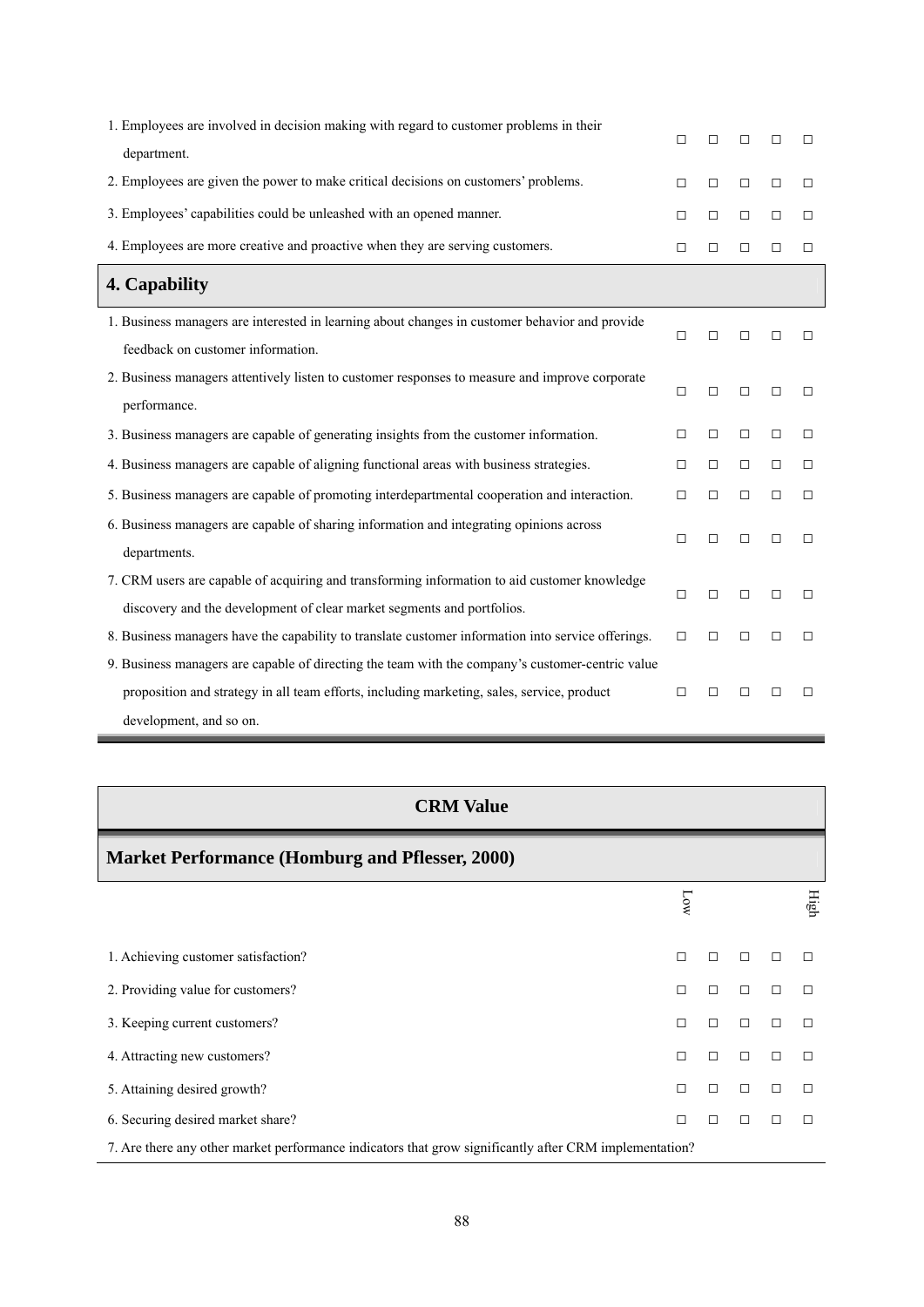| | | | | | |
|---|---|---|---|---|---|
| 1. Employees are involved in decision making with regard to customer problems in their department. | □ | □ | □ | □ | □ |
| 2. Employees are given the power to make critical decisions on customers' problems. | □ | □ | □ | □ | □ |
| 3. Employees' capabilities could be unleashed with an opened manner. | □ | □ | □ | □ | □ |
| 4. Employees are more creative and proactive when they are serving customers. | □ | □ | □ | □ | □ |

## 4. Capability

| | | | | | |
|---|---|---|---|---|---|
| 1. Business managers are interested in learning about changes in customer behavior and provide feedback on customer information. | □ | □ | □ | □ | □ |
| 2. Business managers attentively listen to customer responses to measure and improve corporate performance. | □ | □ | □ | □ | □ |
| 3. Business managers are capable of generating insights from the customer information. | □ | □ | □ | □ | □ |
| 4. Business managers are capable of aligning functional areas with business strategies. | □ | □ | □ | □ | □ |
| 5. Business managers are capable of promoting interdepartmental cooperation and interaction. | □ | □ | □ | □ | □ |
| 6. Business managers are capable of sharing information and integrating opinions across departments. | □ | □ | □ | □ | □ |
| 7. CRM users are capable of acquiring and transforming information to aid customer knowledge discovery and the development of clear market segments and portfolios. | □ | □ | □ | □ | □ |
| 8. Business managers have the capability to translate customer information into service offerings. | □ | □ | □ | □ | □ |
| 9. Business managers are capable of directing the team with the company's customer-centric value proposition and strategy in all team efforts, including marketing, sales, service, product development, and so on. | □ | □ | □ | □ | □ |

## CRM Value

### Market Performance (Homburg and Pflesser, 2000)

| | Low | | | | High |
|---|---|---|---|---|---|
| 1. Achieving customer satisfaction? | □ | □ | □ | □ | □ |
| 2. Providing value for customers? | □ | □ | □ | □ | □ |
| 3. Keeping current customers? | □ | □ | □ | □ | □ |
| 4. Attracting new customers? | □ | □ | □ | □ | □ |
| 5. Attaining desired growth? | □ | □ | □ | □ | □ |
| 6. Securing desired market share? | □ | □ | □ | □ | □ |

7. Are there any other market performance indicators that grow significantly after CRM implementation?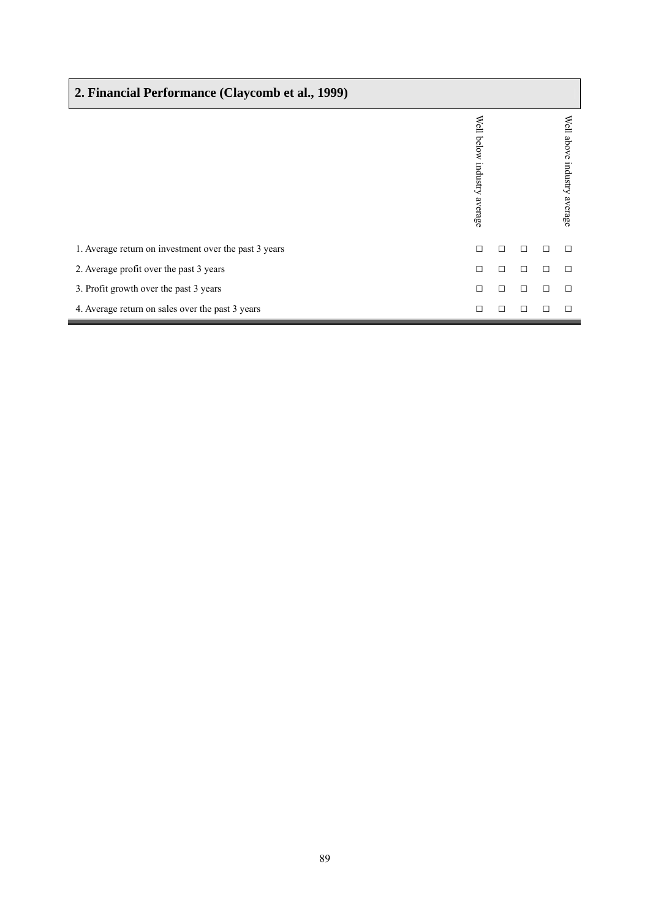## 2. Financial Performance (Claycomb et al., 1999)

| | Well below industry average | | | | Well above industry average |
|---|---|---|---|---|---|
| 1. Average return on investment over the past 3 years | □ | □ | □ | □ | □ |
| 2. Average profit over the past 3 years | □ | □ | □ | □ | □ |
| 3. Profit growth over the past 3 years | □ | □ | □ | □ | □ |
| 4. Average return on sales over the past 3 years | □ | □ | □ | □ | □ |